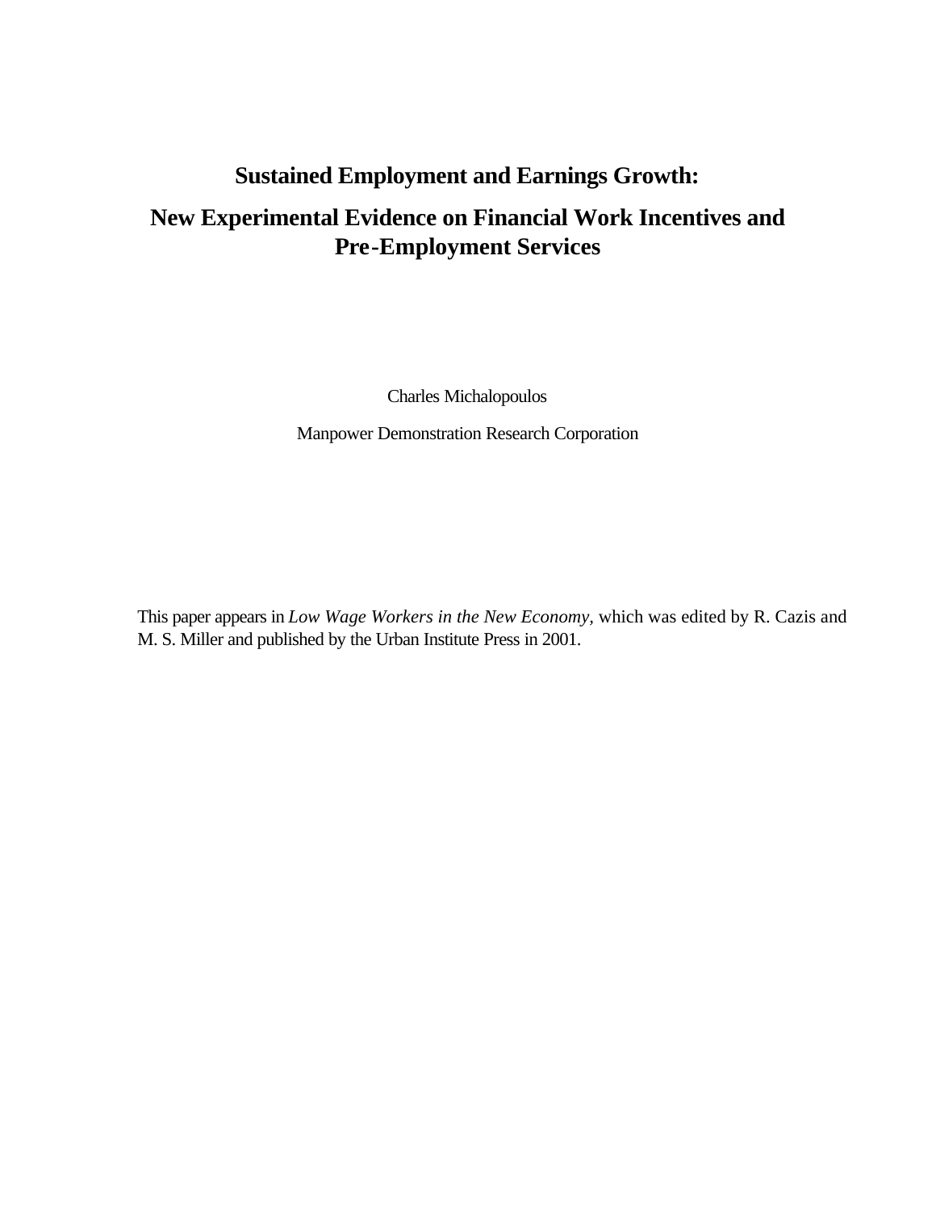# Sustained Employment and Earnings Growth:

## New Experimental Evidence on Financial Work Incentives and Pre-Employment Services

Charles Michalopoulos

Manpower Demonstration Research Corporation

This paper appears in *Low Wage Workers in the New Economy*, which was edited by R. Cazis and M. S. Miller and published by the Urban Institute Press in 2001.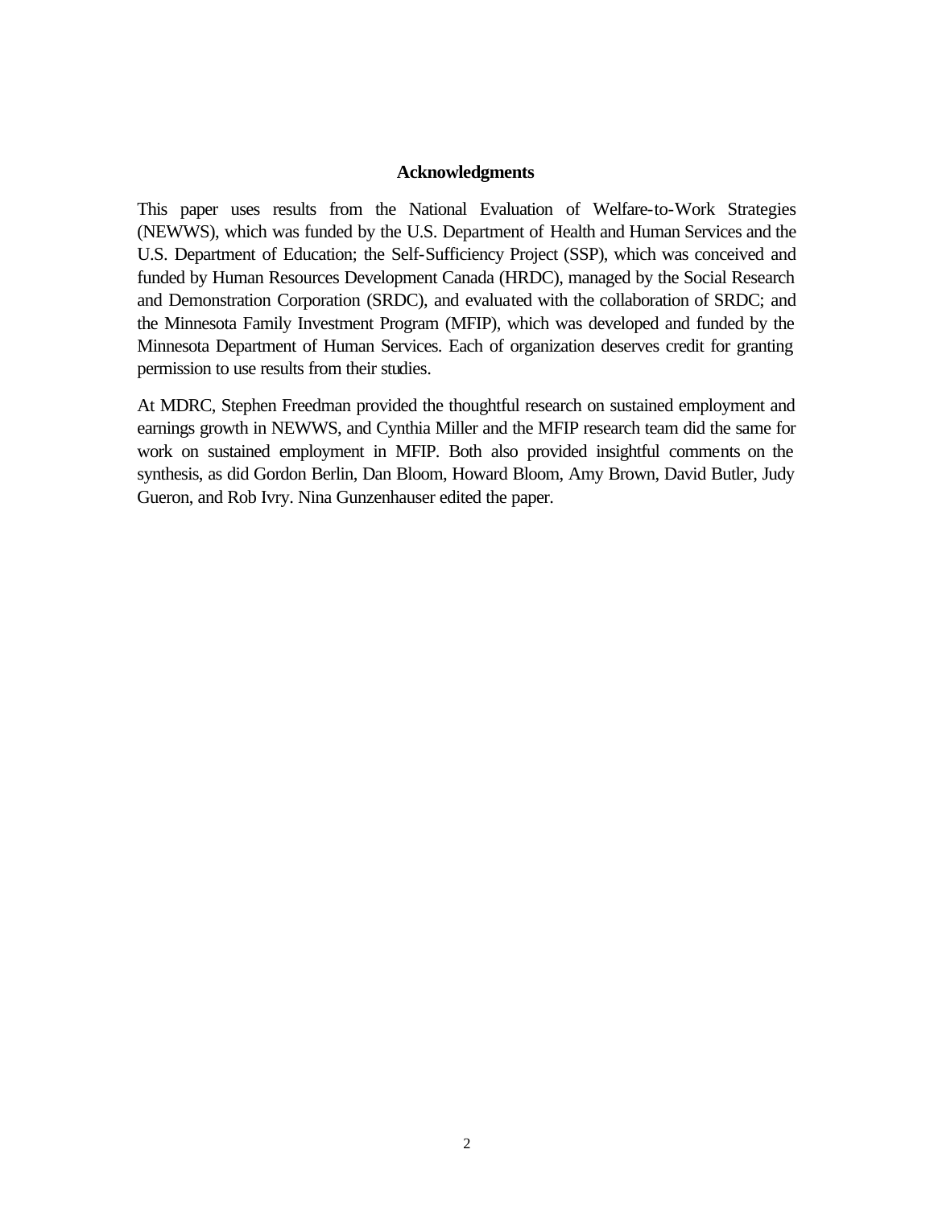## Acknowledgments

This paper uses results from the National Evaluation of Welfare-to-Work Strategies (NEWWS), which was funded by the U.S. Department of Health and Human Services and the U.S. Department of Education; the Self-Sufficiency Project (SSP), which was conceived and funded by Human Resources Development Canada (HRDC), managed by the Social Research and Demonstration Corporation (SRDC), and evaluated with the collaboration of SRDC; and the Minnesota Family Investment Program (MFIP), which was developed and funded by the Minnesota Department of Human Services. Each of organization deserves credit for granting permission to use results from their studies.

At MDRC, Stephen Freedman provided the thoughtful research on sustained employment and earnings growth in NEWWS, and Cynthia Miller and the MFIP research team did the same for work on sustained employment in MFIP. Both also provided insightful comments on the synthesis, as did Gordon Berlin, Dan Bloom, Howard Bloom, Amy Brown, David Butler, Judy Gueron, and Rob Ivry. Nina Gunzenhauser edited the paper.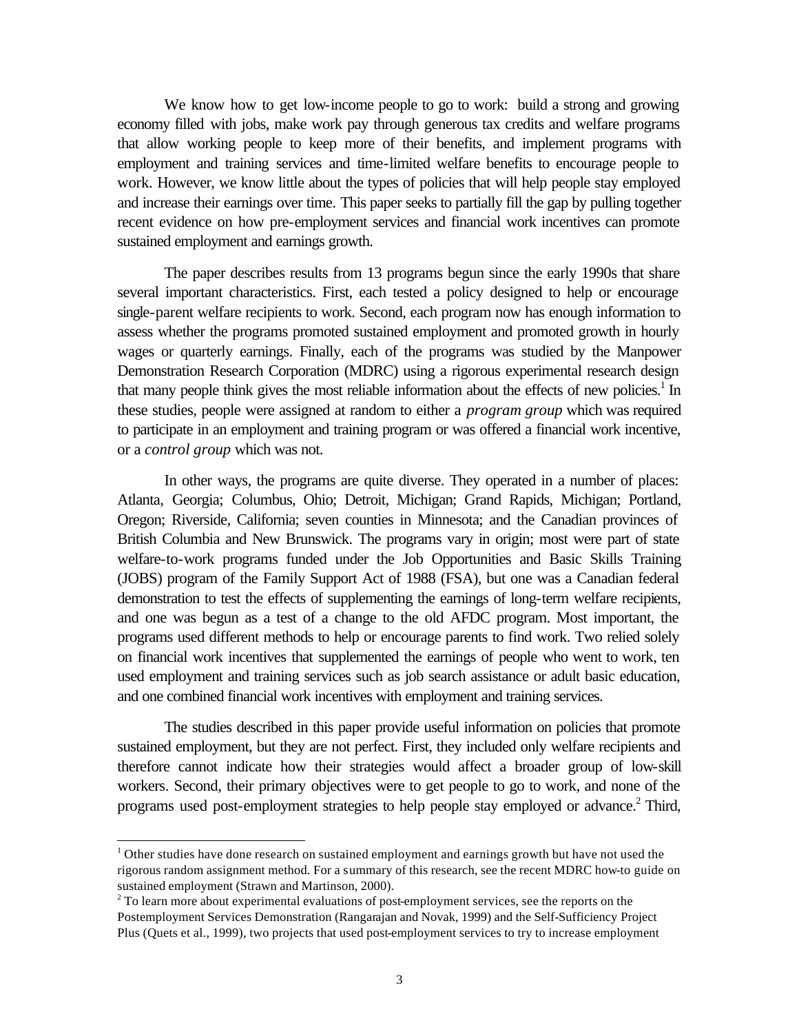We know how to get low-income people to go to work: build a strong and growing economy filled with jobs, make work pay through generous tax credits and welfare programs that allow working people to keep more of their benefits, and implement programs with employment and training services and time-limited welfare benefits to encourage people to work. However, we know little about the types of policies that will help people stay employed and increase their earnings over time. This paper seeks to partially fill the gap by pulling together recent evidence on how pre-employment services and financial work incentives can promote sustained employment and earnings growth.

The paper describes results from 13 programs begun since the early 1990s that share several important characteristics. First, each tested a policy designed to help or encourage single-parent welfare recipients to work. Second, each program now has enough information to assess whether the programs promoted sustained employment and promoted growth in hourly wages or quarterly earnings. Finally, each of the programs was studied by the Manpower Demonstration Research Corporation (MDRC) using a rigorous experimental research design that many people think gives the most reliable information about the effects of new policies.[1] In these studies, people were assigned at random to either a *program group* which was required to participate in an employment and training program or was offered a financial work incentive, or a *control group* which was not.

In other ways, the programs are quite diverse. They operated in a number of places: Atlanta, Georgia; Columbus, Ohio; Detroit, Michigan; Grand Rapids, Michigan; Portland, Oregon; Riverside, California; seven counties in Minnesota; and the Canadian provinces of British Columbia and New Brunswick. The programs vary in origin; most were part of state welfare-to-work programs funded under the Job Opportunities and Basic Skills Training (JOBS) program of the Family Support Act of 1988 (FSA), but one was a Canadian federal demonstration to test the effects of supplementing the earnings of long-term welfare recipients, and one was begun as a test of a change to the old AFDC program. Most important, the programs used different methods to help or encourage parents to find work. Two relied solely on financial work incentives that supplemented the earnings of people who went to work, ten used employment and training services such as job search assistance or adult basic education, and one combined financial work incentives with employment and training services.

The studies described in this paper provide useful information on policies that promote sustained employment, but they are not perfect. First, they included only welfare recipients and therefore cannot indicate how their strategies would affect a broader group of low-skill workers. Second, their primary objectives were to get people to go to work, and none of the programs used post-employment strategies to help people stay employed or advance.[2] Third,

---

[1] Other studies have done research on sustained employment and earnings growth but have not used the rigorous random assignment method. For a summary of this research, see the recent MDRC how-to guide on sustained employment (Strawn and Martinson, 2000).

[2] To learn more about experimental evaluations of post-employment services, see the reports on the Postemployment Services Demonstration (Rangarajan and Novak, 1999) and the Self-Sufficiency Project Plus (Quets et al., 1999), two projects that used post-employment services to try to increase employment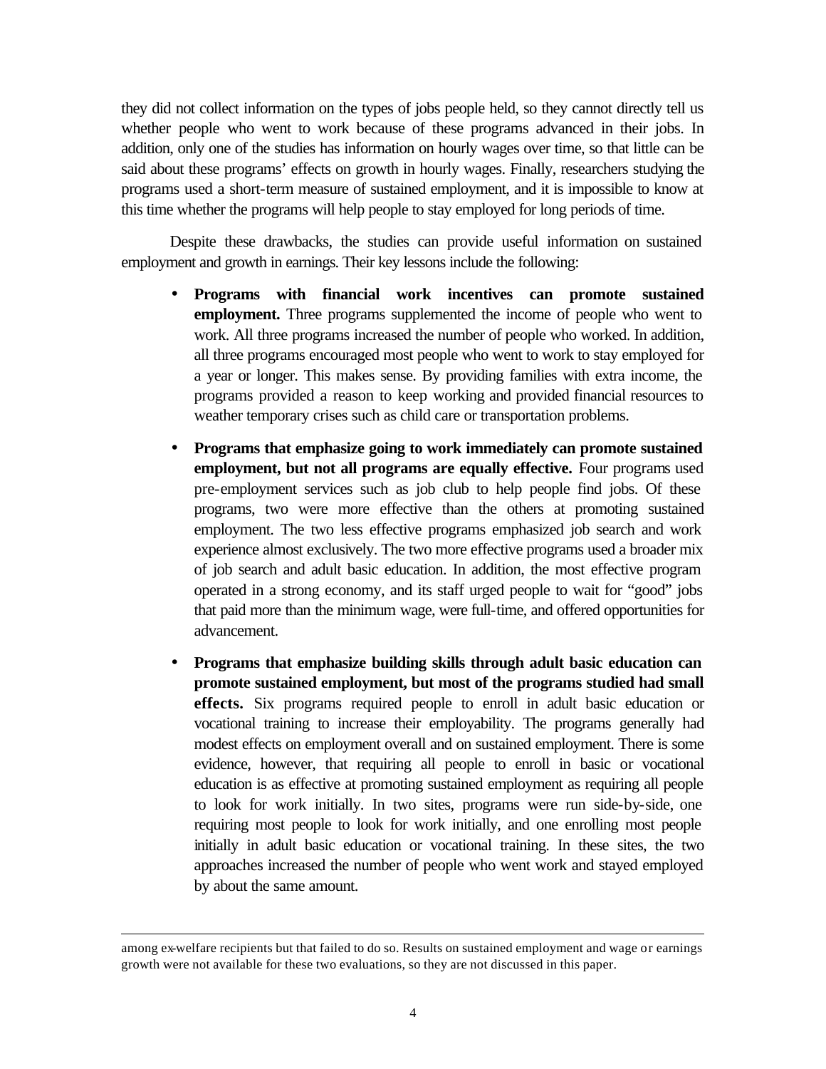they did not collect information on the types of jobs people held, so they cannot directly tell us whether people who went to work because of these programs advanced in their jobs. In addition, only one of the studies has information on hourly wages over time, so that little can be said about these programs' effects on growth in hourly wages. Finally, researchers studying the programs used a short-term measure of sustained employment, and it is impossible to know at this time whether the programs will help people to stay employed for long periods of time.

Despite these drawbacks, the studies can provide useful information on sustained employment and growth in earnings. Their key lessons include the following:

- **Programs with financial work incentives can promote sustained employment.** Three programs supplemented the income of people who went to work. All three programs increased the number of people who worked. In addition, all three programs encouraged most people who went to work to stay employed for a year or longer. This makes sense. By providing families with extra income, the programs provided a reason to keep working and provided financial resources to weather temporary crises such as child care or transportation problems.

- **Programs that emphasize going to work immediately can promote sustained employment, but not all programs are equally effective.** Four programs used pre-employment services such as job club to help people find jobs. Of these programs, two were more effective than the others at promoting sustained employment. The two less effective programs emphasized job search and work experience almost exclusively. The two more effective programs used a broader mix of job search and adult basic education. In addition, the most effective program operated in a strong economy, and its staff urged people to wait for "good" jobs that paid more than the minimum wage, were full-time, and offered opportunities for advancement.

- **Programs that emphasize building skills through adult basic education can promote sustained employment, but most of the programs studied had small effects.** Six programs required people to enroll in adult basic education or vocational training to increase their employability. The programs generally had modest effects on employment overall and on sustained employment. There is some evidence, however, that requiring all people to enroll in basic or vocational education is as effective at promoting sustained employment as requiring all people to look for work initially. In two sites, programs were run side-by-side, one requiring most people to look for work initially, and one enrolling most people initially in adult basic education or vocational training. In these sites, the two approaches increased the number of people who went work and stayed employed by about the same amount.

---

among ex-welfare recipients but that failed to do so. Results on sustained employment and wage or earnings growth were not available for these two evaluations, so they are not discussed in this paper.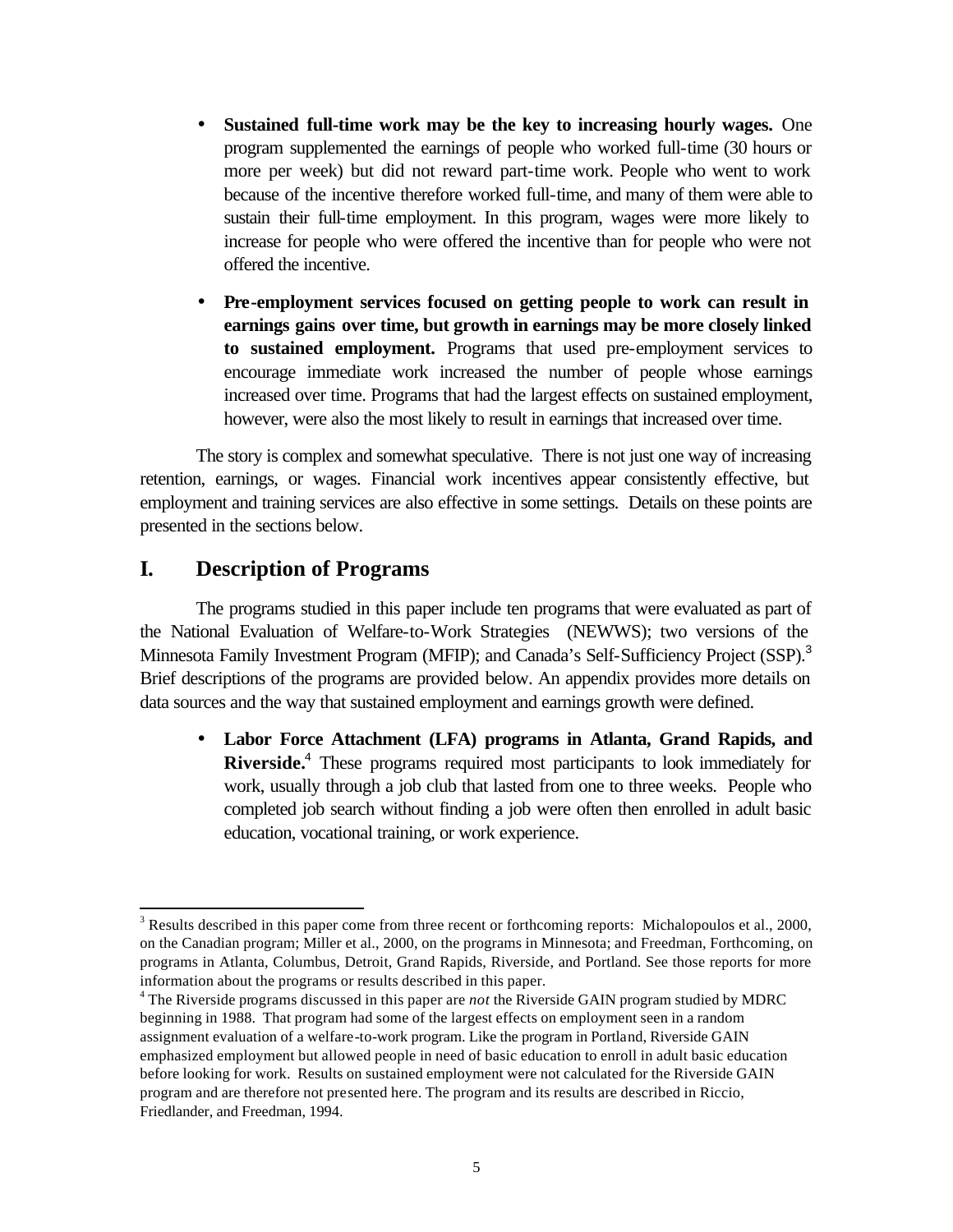- **Sustained full-time work may be the key to increasing hourly wages.** One program supplemented the earnings of people who worked full-time (30 hours or more per week) but did not reward part-time work. People who went to work because of the incentive therefore worked full-time, and many of them were able to sustain their full-time employment. In this program, wages were more likely to increase for people who were offered the incentive than for people who were not offered the incentive.

- **Pre-employment services focused on getting people to work can result in earnings gains over time, but growth in earnings may be more closely linked to sustained employment.** Programs that used pre-employment services to encourage immediate work increased the number of people whose earnings increased over time. Programs that had the largest effects on sustained employment, however, were also the most likely to result in earnings that increased over time.

The story is complex and somewhat speculative. There is not just one way of increasing retention, earnings, or wages. Financial work incentives appear consistently effective, but employment and training services are also effective in some settings. Details on these points are presented in the sections below.

## I. Description of Programs

The programs studied in this paper include ten programs that were evaluated as part of the National Evaluation of Welfare-to-Work Strategies (NEWWS); two versions of the Minnesota Family Investment Program (MFIP); and Canada's Self-Sufficiency Project (SSP).[3] Brief descriptions of the programs are provided below. An appendix provides more details on data sources and the way that sustained employment and earnings growth were defined.

- **Labor Force Attachment (LFA) programs in Atlanta, Grand Rapids, and Riverside.**[4] These programs required most participants to look immediately for work, usually through a job club that lasted from one to three weeks. People who completed job search without finding a job were often then enrolled in adult basic education, vocational training, or work experience.

---

[3] Results described in this paper come from three recent or forthcoming reports: Michalopoulos et al., 2000, on the Canadian program; Miller et al., 2000, on the programs in Minnesota; and Freedman, Forthcoming, on programs in Atlanta, Columbus, Detroit, Grand Rapids, Riverside, and Portland. See those reports for more information about the programs or results described in this paper.

[4] The Riverside programs discussed in this paper are *not* the Riverside GAIN program studied by MDRC beginning in 1988. That program had some of the largest effects on employment seen in a random assignment evaluation of a welfare-to-work program. Like the program in Portland, Riverside GAIN emphasized employment but allowed people in need of basic education to enroll in adult basic education before looking for work. Results on sustained employment were not calculated for the Riverside GAIN program and are therefore not presented here. The program and its results are described in Riccio, Friedlander, and Freedman, 1994.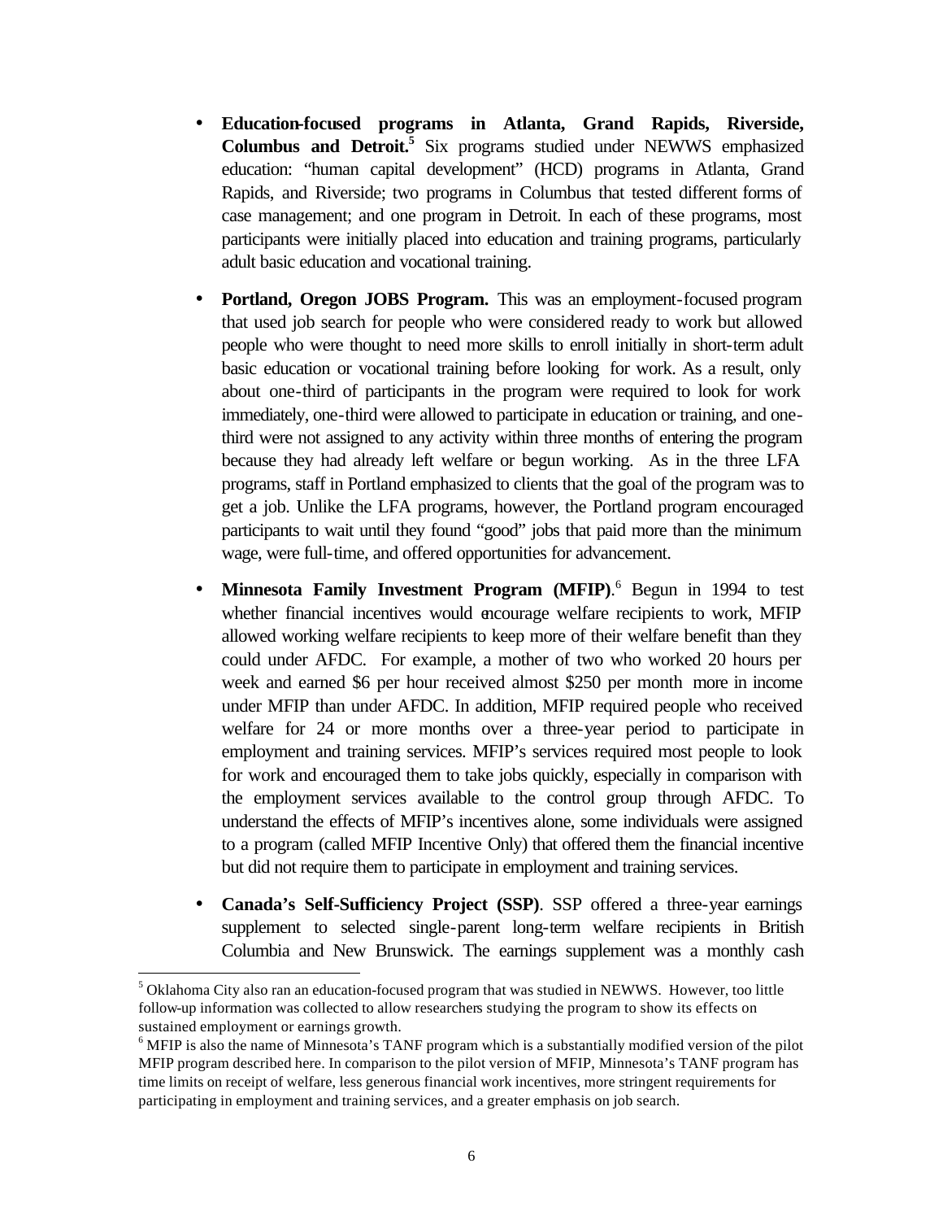- **Education-focused programs in Atlanta, Grand Rapids, Riverside, Columbus and Detroit.**[5] Six programs studied under NEWWS emphasized education: "human capital development" (HCD) programs in Atlanta, Grand Rapids, and Riverside; two programs in Columbus that tested different forms of case management; and one program in Detroit. In each of these programs, most participants were initially placed into education and training programs, particularly adult basic education and vocational training.

- **Portland, Oregon JOBS Program.** This was an employment-focused program that used job search for people who were considered ready to work but allowed people who were thought to need more skills to enroll initially in short-term adult basic education or vocational training before looking for work. As a result, only about one-third of participants in the program were required to look for work immediately, one-third were allowed to participate in education or training, and one-third were not assigned to any activity within three months of entering the program because they had already left welfare or begun working. As in the three LFA programs, staff in Portland emphasized to clients that the goal of the program was to get a job. Unlike the LFA programs, however, the Portland program encouraged participants to wait until they found "good" jobs that paid more than the minimum wage, were full-time, and offered opportunities for advancement.

- **Minnesota Family Investment Program (MFIP)**.[6] Begun in 1994 to test whether financial incentives would encourage welfare recipients to work, MFIP allowed working welfare recipients to keep more of their welfare benefit than they could under AFDC. For example, a mother of two who worked 20 hours per week and earned \$6 per hour received almost \$250 per month more in income under MFIP than under AFDC. In addition, MFIP required people who received welfare for 24 or more months over a three-year period to participate in employment and training services. MFIP's services required most people to look for work and encouraged them to take jobs quickly, especially in comparison with the employment services available to the control group through AFDC. To understand the effects of MFIP's incentives alone, some individuals were assigned to a program (called MFIP Incentive Only) that offered them the financial incentive but did not require them to participate in employment and training services.

- **Canada's Self-Sufficiency Project (SSP)**. SSP offered a three-year earnings supplement to selected single-parent long-term welfare recipients in British Columbia and New Brunswick. The earnings supplement was a monthly cash

---

[5] Oklahoma City also ran an education-focused program that was studied in NEWWS. However, too little follow-up information was collected to allow researchers studying the program to show its effects on sustained employment or earnings growth.

[6] MFIP is also the name of Minnesota's TANF program which is a substantially modified version of the pilot MFIP program described here. In comparison to the pilot version of MFIP, Minnesota's TANF program has time limits on receipt of welfare, less generous financial work incentives, more stringent requirements for participating in employment and training services, and a greater emphasis on job search.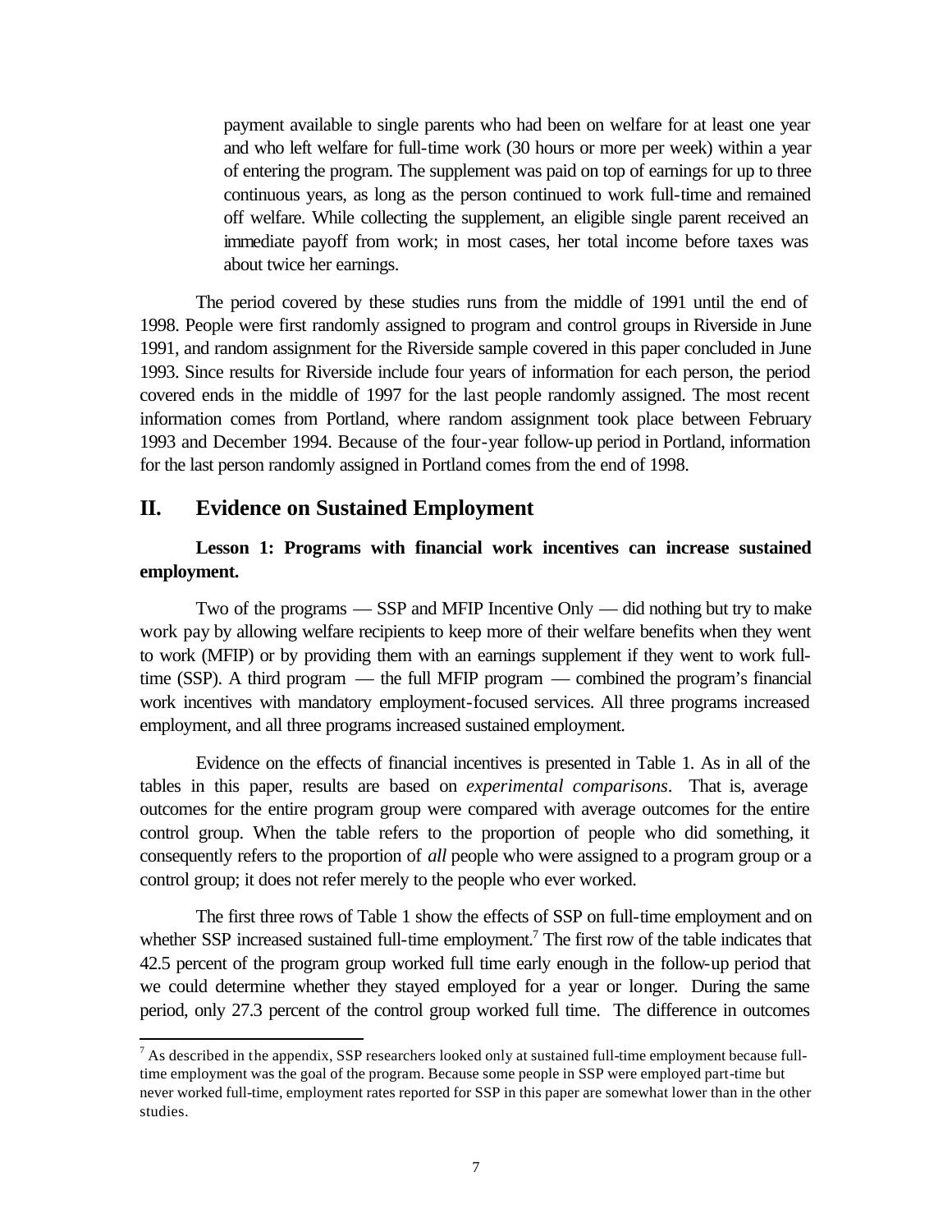payment available to single parents who had been on welfare for at least one year and who left welfare for full-time work (30 hours or more per week) within a year of entering the program. The supplement was paid on top of earnings for up to three continuous years, as long as the person continued to work full-time and remained off welfare. While collecting the supplement, an eligible single parent received an immediate payoff from work; in most cases, her total income before taxes was about twice her earnings.

The period covered by these studies runs from the middle of 1991 until the end of 1998. People were first randomly assigned to program and control groups in Riverside in June 1991, and random assignment for the Riverside sample covered in this paper concluded in June 1993. Since results for Riverside include four years of information for each person, the period covered ends in the middle of 1997 for the last people randomly assigned. The most recent information comes from Portland, where random assignment took place between February 1993 and December 1994. Because of the four-year follow-up period in Portland, information for the last person randomly assigned in Portland comes from the end of 1998.

## II. Evidence on Sustained Employment

**Lesson 1: Programs with financial work incentives can increase sustained employment.**

Two of the programs — SSP and MFIP Incentive Only — did nothing but try to make work pay by allowing welfare recipients to keep more of their welfare benefits when they went to work (MFIP) or by providing them with an earnings supplement if they went to work full-time (SSP). A third program — the full MFIP program — combined the program's financial work incentives with mandatory employment-focused services. All three programs increased employment, and all three programs increased sustained employment.

Evidence on the effects of financial incentives is presented in Table 1. As in all of the tables in this paper, results are based on *experimental comparisons*. That is, average outcomes for the entire program group were compared with average outcomes for the entire control group. When the table refers to the proportion of people who did something, it consequently refers to the proportion of *all* people who were assigned to a program group or a control group; it does not refer merely to the people who ever worked.

The first three rows of Table 1 show the effects of SSP on full-time employment and on whether SSP increased sustained full-time employment.[7] The first row of the table indicates that 42.5 percent of the program group worked full time early enough in the follow-up period that we could determine whether they stayed employed for a year or longer. During the same period, only 27.3 percent of the control group worked full time. The difference in outcomes

[7] As described in the appendix, SSP researchers looked only at sustained full-time employment because full-time employment was the goal of the program. Because some people in SSP were employed part-time but never worked full-time, employment rates reported for SSP in this paper are somewhat lower than in the other studies.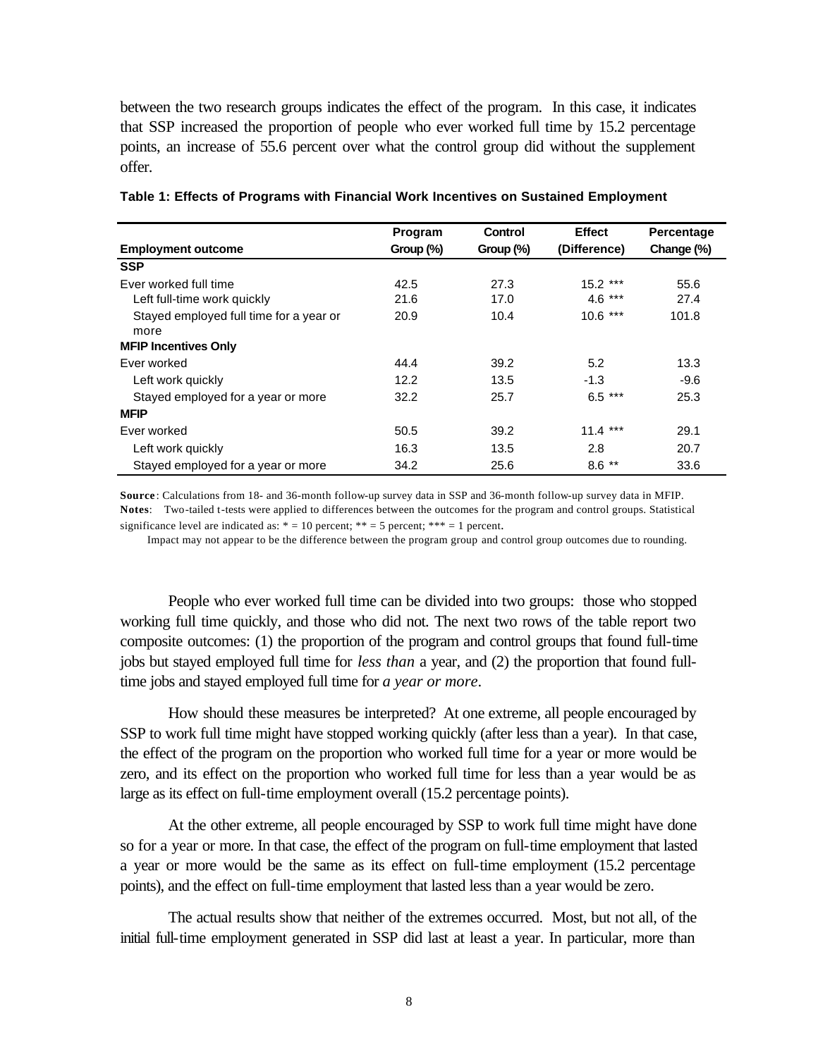between the two research groups indicates the effect of the program. In this case, it indicates that SSP increased the proportion of people who ever worked full time by 15.2 percentage points, an increase of 55.6 percent over what the control group did without the supplement offer.

**Table 1: Effects of Programs with Financial Work Incentives on Sustained Employment**

| Employment outcome | Program Group (%) | Control Group (%) | Effect (Difference) | Percentage Change (%) |
|---|---|---|---|---|
| **SSP** | | | | |
| Ever worked full time | 42.5 | 27.3 | 15.2 *** | 55.6 |
| Left full-time work quickly | 21.6 | 17.0 | 4.6 *** | 27.4 |
| Stayed employed full time for a year or more | 20.9 | 10.4 | 10.6 *** | 101.8 |
| **MFIP Incentives Only** | | | | |
| Ever worked | 44.4 | 39.2 | 5.2 | 13.3 |
| Left work quickly | 12.2 | 13.5 | -1.3 | -9.6 |
| Stayed employed for a year or more | 32.2 | 25.7 | 6.5 *** | 25.3 |
| **MFIP** | | | | |
| Ever worked | 50.5 | 39.2 | 11.4 *** | 29.1 |
| Left work quickly | 16.3 | 13.5 | 2.8 | 20.7 |
| Stayed employed for a year or more | 34.2 | 25.6 | 8.6 ** | 33.6 |

**Source**: Calculations from 18- and 36-month follow-up survey data in SSP and 36-month follow-up survey data in MFIP.
**Notes**: Two-tailed t-tests were applied to differences between the outcomes for the program and control groups. Statistical significance level are indicated as: * = 10 percent; ** = 5 percent; *** = 1 percent.
Impact may not appear to be the difference between the program group and control group outcomes due to rounding.

People who ever worked full time can be divided into two groups: those who stopped working full time quickly, and those who did not. The next two rows of the table report two composite outcomes: (1) the proportion of the program and control groups that found full-time jobs but stayed employed full time for *less than* a year, and (2) the proportion that found full-time jobs and stayed employed full time for *a year or more*.

How should these measures be interpreted? At one extreme, all people encouraged by SSP to work full time might have stopped working quickly (after less than a year). In that case, the effect of the program on the proportion who worked full time for a year or more would be zero, and its effect on the proportion who worked full time for less than a year would be as large as its effect on full-time employment overall (15.2 percentage points).

At the other extreme, all people encouraged by SSP to work full time might have done so for a year or more. In that case, the effect of the program on full-time employment that lasted a year or more would be the same as its effect on full-time employment (15.2 percentage points), and the effect on full-time employment that lasted less than a year would be zero.

The actual results show that neither of the extremes occurred. Most, but not all, of the initial full-time employment generated in SSP did last at least a year. In particular, more than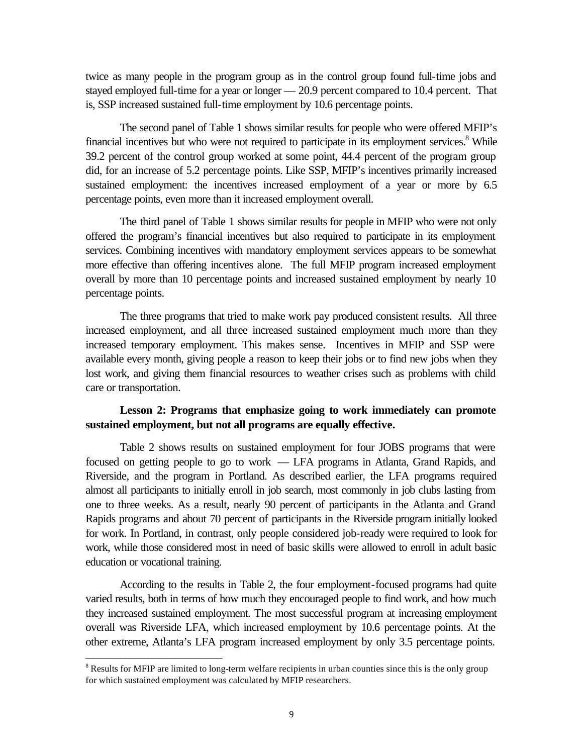twice as many people in the program group as in the control group found full-time jobs and stayed employed full-time for a year or longer — 20.9 percent compared to 10.4 percent. That is, SSP increased sustained full-time employment by 10.6 percentage points.

The second panel of Table 1 shows similar results for people who were offered MFIP's financial incentives but who were not required to participate in its employment services.[8] While 39.2 percent of the control group worked at some point, 44.4 percent of the program group did, for an increase of 5.2 percentage points. Like SSP, MFIP's incentives primarily increased sustained employment: the incentives increased employment of a year or more by 6.5 percentage points, even more than it increased employment overall.

The third panel of Table 1 shows similar results for people in MFIP who were not only offered the program's financial incentives but also required to participate in its employment services. Combining incentives with mandatory employment services appears to be somewhat more effective than offering incentives alone. The full MFIP program increased employment overall by more than 10 percentage points and increased sustained employment by nearly 10 percentage points.

The three programs that tried to make work pay produced consistent results. All three increased employment, and all three increased sustained employment much more than they increased temporary employment. This makes sense. Incentives in MFIP and SSP were available every month, giving people a reason to keep their jobs or to find new jobs when they lost work, and giving them financial resources to weather crises such as problems with child care or transportation.

**Lesson 2: Programs that emphasize going to work immediately can promote sustained employment, but not all programs are equally effective.**

Table 2 shows results on sustained employment for four JOBS programs that were focused on getting people to go to work — LFA programs in Atlanta, Grand Rapids, and Riverside, and the program in Portland. As described earlier, the LFA programs required almost all participants to initially enroll in job search, most commonly in job clubs lasting from one to three weeks. As a result, nearly 90 percent of participants in the Atlanta and Grand Rapids programs and about 70 percent of participants in the Riverside program initially looked for work. In Portland, in contrast, only people considered job-ready were required to look for work, while those considered most in need of basic skills were allowed to enroll in adult basic education or vocational training.

According to the results in Table 2, the four employment-focused programs had quite varied results, both in terms of how much they encouraged people to find work, and how much they increased sustained employment. The most successful program at increasing employment overall was Riverside LFA, which increased employment by 10.6 percentage points. At the other extreme, Atlanta's LFA program increased employment by only 3.5 percentage points.

---

[8] Results for MFIP are limited to long-term welfare recipients in urban counties since this is the only group for which sustained employment was calculated by MFIP researchers.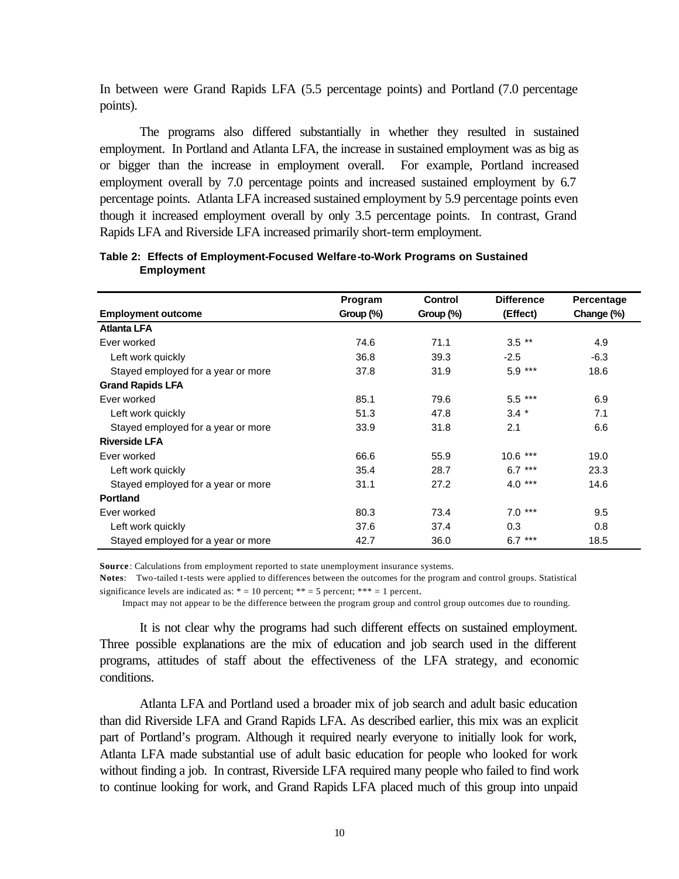In between were Grand Rapids LFA (5.5 percentage points) and Portland (7.0 percentage points).

The programs also differed substantially in whether they resulted in sustained employment. In Portland and Atlanta LFA, the increase in sustained employment was as big as or bigger than the increase in employment overall. For example, Portland increased employment overall by 7.0 percentage points and increased sustained employment by 6.7 percentage points. Atlanta LFA increased sustained employment by 5.9 percentage points even though it increased employment overall by only 3.5 percentage points. In contrast, Grand Rapids LFA and Riverside LFA increased primarily short-term employment.

**Table 2: Effects of Employment-Focused Welfare-to-Work Programs on Sustained Employment**

| Employment outcome | Program Group (%) | Control Group (%) | Difference (Effect) | Percentage Change (%) |
|---|---|---|---|---|
| **Atlanta LFA** | | | | |
| Ever worked | 74.6 | 71.1 | 3.5 ** | 4.9 |
| Left work quickly | 36.8 | 39.3 | -2.5 | -6.3 |
| Stayed employed for a year or more | 37.8 | 31.9 | 5.9 *** | 18.6 |
| **Grand Rapids LFA** | | | | |
| Ever worked | 85.1 | 79.6 | 5.5 *** | 6.9 |
| Left work quickly | 51.3 | 47.8 | 3.4 * | 7.1 |
| Stayed employed for a year or more | 33.9 | 31.8 | 2.1 | 6.6 |
| **Riverside LFA** | | | | |
| Ever worked | 66.6 | 55.9 | 10.6 *** | 19.0 |
| Left work quickly | 35.4 | 28.7 | 6.7 *** | 23.3 |
| Stayed employed for a year or more | 31.1 | 27.2 | 4.0 *** | 14.6 |
| **Portland** | | | | |
| Ever worked | 80.3 | 73.4 | 7.0 *** | 9.5 |
| Left work quickly | 37.6 | 37.4 | 0.3 | 0.8 |
| Stayed employed for a year or more | 42.7 | 36.0 | 6.7 *** | 18.5 |

**Source**: Calculations from employment reported to state unemployment insurance systems.

**Notes**: Two-tailed t-tests were applied to differences between the outcomes for the program and control groups. Statistical significance levels are indicated as: * = 10 percent; ** = 5 percent; *** = 1 percent.

Impact may not appear to be the difference between the program group and control group outcomes due to rounding.

It is not clear why the programs had such different effects on sustained employment. Three possible explanations are the mix of education and job search used in the different programs, attitudes of staff about the effectiveness of the LFA strategy, and economic conditions.

Atlanta LFA and Portland used a broader mix of job search and adult basic education than did Riverside LFA and Grand Rapids LFA. As described earlier, this mix was an explicit part of Portland's program. Although it required nearly everyone to initially look for work, Atlanta LFA made substantial use of adult basic education for people who looked for work without finding a job. In contrast, Riverside LFA required many people who failed to find work to continue looking for work, and Grand Rapids LFA placed much of this group into unpaid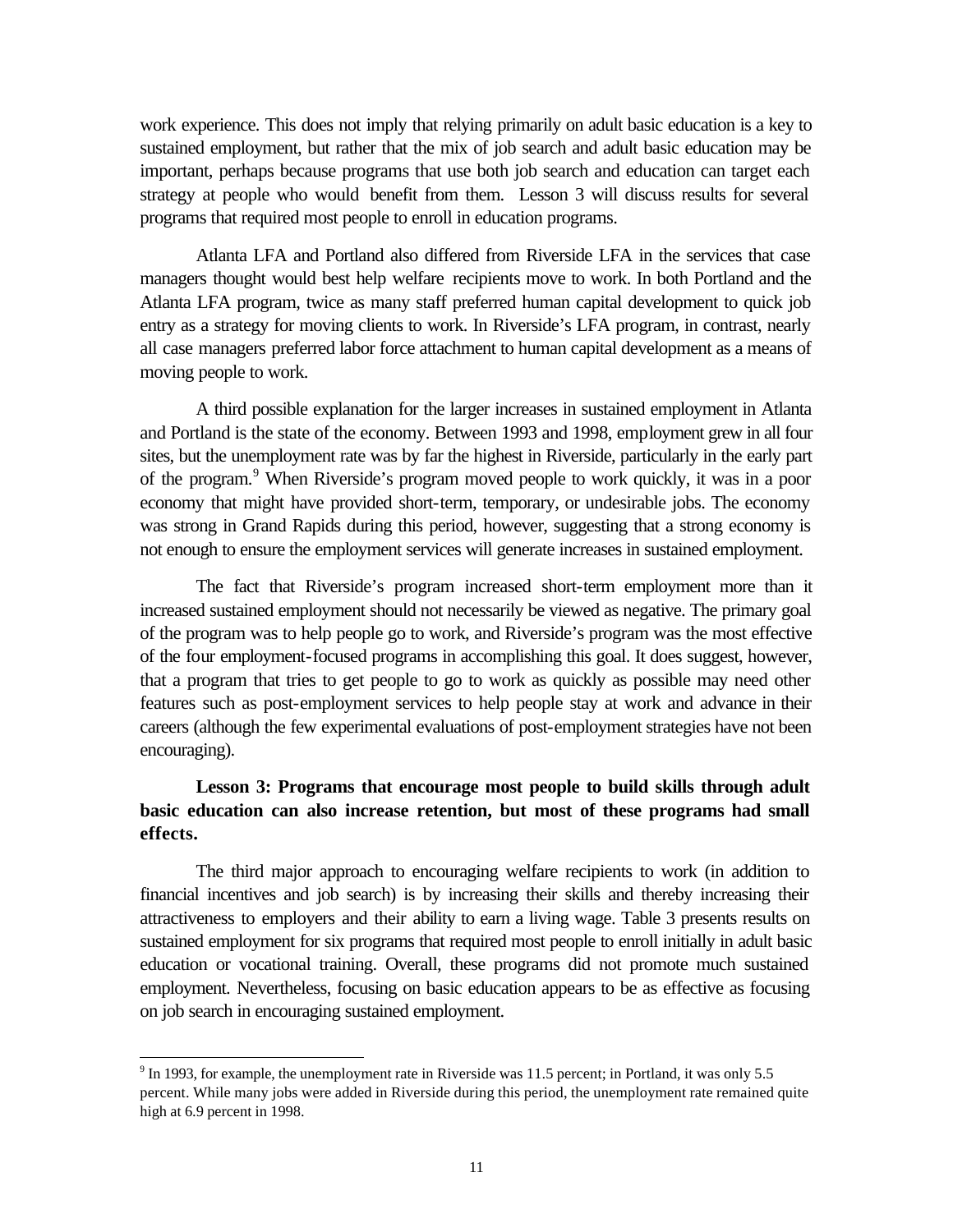work experience. This does not imply that relying primarily on adult basic education is a key to sustained employment, but rather that the mix of job search and adult basic education may be important, perhaps because programs that use both job search and education can target each strategy at people who would benefit from them. Lesson 3 will discuss results for several programs that required most people to enroll in education programs.

Atlanta LFA and Portland also differed from Riverside LFA in the services that case managers thought would best help welfare recipients move to work. In both Portland and the Atlanta LFA program, twice as many staff preferred human capital development to quick job entry as a strategy for moving clients to work. In Riverside's LFA program, in contrast, nearly all case managers preferred labor force attachment to human capital development as a means of moving people to work.

A third possible explanation for the larger increases in sustained employment in Atlanta and Portland is the state of the economy. Between 1993 and 1998, employment grew in all four sites, but the unemployment rate was by far the highest in Riverside, particularly in the early part of the program.[9] When Riverside's program moved people to work quickly, it was in a poor economy that might have provided short-term, temporary, or undesirable jobs. The economy was strong in Grand Rapids during this period, however, suggesting that a strong economy is not enough to ensure the employment services will generate increases in sustained employment.

The fact that Riverside's program increased short-term employment more than it increased sustained employment should not necessarily be viewed as negative. The primary goal of the program was to help people go to work, and Riverside's program was the most effective of the four employment-focused programs in accomplishing this goal. It does suggest, however, that a program that tries to get people to go to work as quickly as possible may need other features such as post-employment services to help people stay at work and advance in their careers (although the few experimental evaluations of post-employment strategies have not been encouraging).

**Lesson 3: Programs that encourage most people to build skills through adult basic education can also increase retention, but most of these programs had small effects.**

The third major approach to encouraging welfare recipients to work (in addition to financial incentives and job search) is by increasing their skills and thereby increasing their attractiveness to employers and their ability to earn a living wage. Table 3 presents results on sustained employment for six programs that required most people to enroll initially in adult basic education or vocational training. Overall, these programs did not promote much sustained employment. Nevertheless, focusing on basic education appears to be as effective as focusing on job search in encouraging sustained employment.

[9] In 1993, for example, the unemployment rate in Riverside was 11.5 percent; in Portland, it was only 5.5 percent. While many jobs were added in Riverside during this period, the unemployment rate remained quite high at 6.9 percent in 1998.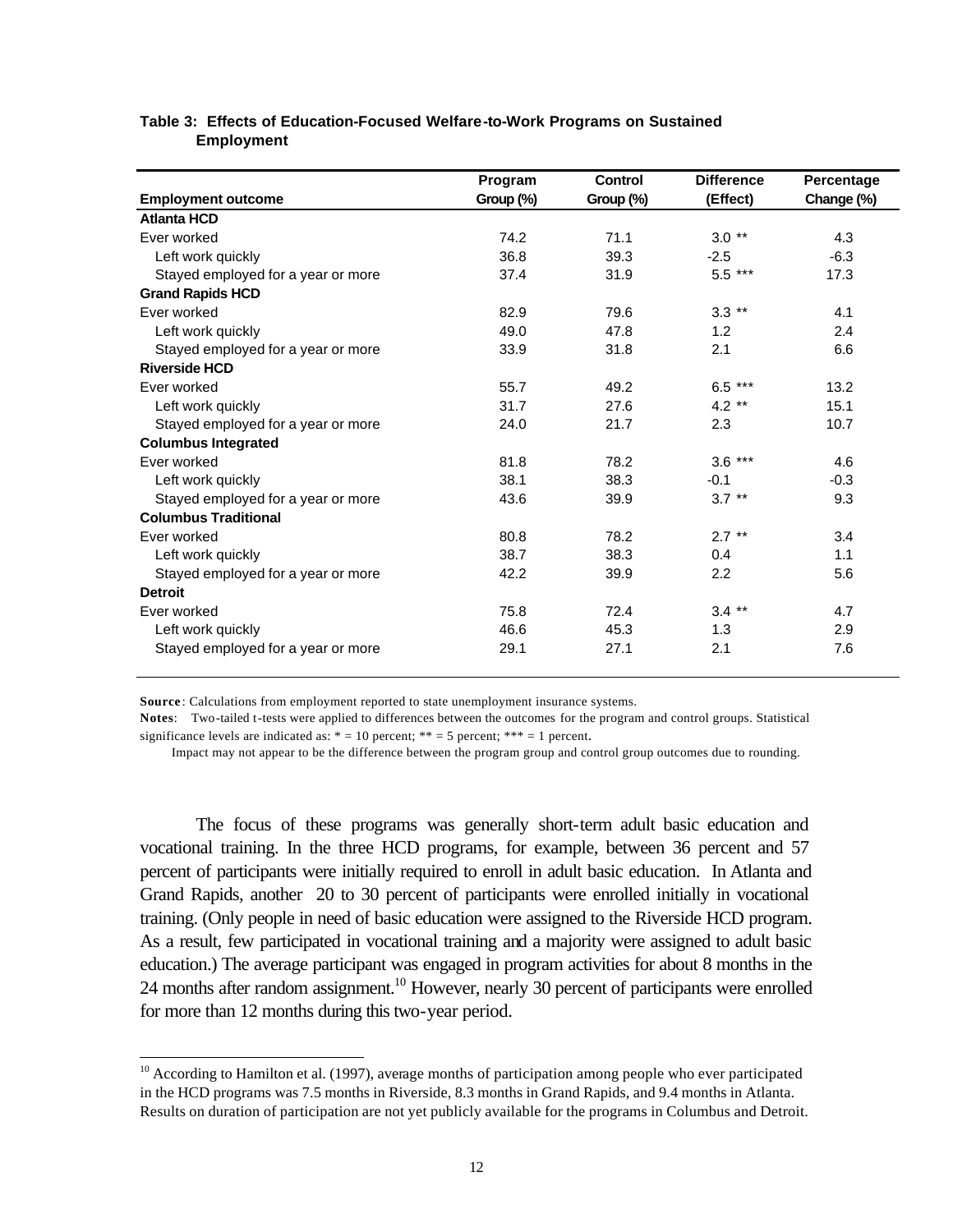**Table 3: Effects of Education-Focused Welfare-to-Work Programs on Sustained Employment**

| Employment outcome | Program Group (%) | Control Group (%) | Difference (Effect) | Percentage Change (%) |
|---|---|---|---|---|
| **Atlanta HCD** | | | | |
| Ever worked | 74.2 | 71.1 | 3.0 ** | 4.3 |
| Left work quickly | 36.8 | 39.3 | -2.5 | -6.3 |
| Stayed employed for a year or more | 37.4 | 31.9 | 5.5 *** | 17.3 |
| **Grand Rapids HCD** | | | | |
| Ever worked | 82.9 | 79.6 | 3.3 ** | 4.1 |
| Left work quickly | 49.0 | 47.8 | 1.2 | 2.4 |
| Stayed employed for a year or more | 33.9 | 31.8 | 2.1 | 6.6 |
| **Riverside HCD** | | | | |
| Ever worked | 55.7 | 49.2 | 6.5 *** | 13.2 |
| Left work quickly | 31.7 | 27.6 | 4.2 ** | 15.1 |
| Stayed employed for a year or more | 24.0 | 21.7 | 2.3 | 10.7 |
| **Columbus Integrated** | | | | |
| Ever worked | 81.8 | 78.2 | 3.6 *** | 4.6 |
| Left work quickly | 38.1 | 38.3 | -0.1 | -0.3 |
| Stayed employed for a year or more | 43.6 | 39.9 | 3.7 ** | 9.3 |
| **Columbus Traditional** | | | | |
| Ever worked | 80.8 | 78.2 | 2.7 ** | 3.4 |
| Left work quickly | 38.7 | 38.3 | 0.4 | 1.1 |
| Stayed employed for a year or more | 42.2 | 39.9 | 2.2 | 5.6 |
| **Detroit** | | | | |
| Ever worked | 75.8 | 72.4 | 3.4 ** | 4.7 |
| Left work quickly | 46.6 | 45.3 | 1.3 | 2.9 |
| Stayed employed for a year or more | 29.1 | 27.1 | 2.1 | 7.6 |

**Source**: Calculations from employment reported to state unemployment insurance systems.

**Notes**: Two-tailed t-tests were applied to differences between the outcomes for the program and control groups. Statistical significance levels are indicated as: * = 10 percent; ** = 5 percent; *** = 1 percent.

Impact may not appear to be the difference between the program group and control group outcomes due to rounding.

The focus of these programs was generally short-term adult basic education and vocational training. In the three HCD programs, for example, between 36 percent and 57 percent of participants were initially required to enroll in adult basic education. In Atlanta and Grand Rapids, another 20 to 30 percent of participants were enrolled initially in vocational training. (Only people in need of basic education were assigned to the Riverside HCD program. As a result, few participated in vocational training and a majority were assigned to adult basic education.) The average participant was engaged in program activities for about 8 months in the 24 months after random assignment.[10] However, nearly 30 percent of participants were enrolled for more than 12 months during this two-year period.

[10] According to Hamilton et al. (1997), average months of participation among people who ever participated in the HCD programs was 7.5 months in Riverside, 8.3 months in Grand Rapids, and 9.4 months in Atlanta. Results on duration of participation are not yet publicly available for the programs in Columbus and Detroit.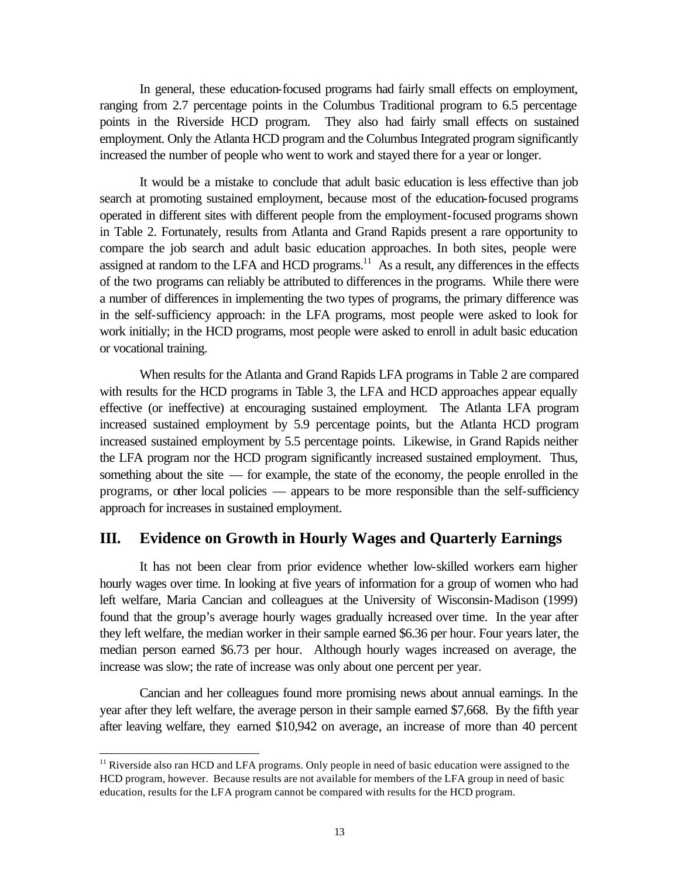In general, these education-focused programs had fairly small effects on employment, ranging from 2.7 percentage points in the Columbus Traditional program to 6.5 percentage points in the Riverside HCD program. They also had fairly small effects on sustained employment. Only the Atlanta HCD program and the Columbus Integrated program significantly increased the number of people who went to work and stayed there for a year or longer.

It would be a mistake to conclude that adult basic education is less effective than job search at promoting sustained employment, because most of the education-focused programs operated in different sites with different people from the employment-focused programs shown in Table 2. Fortunately, results from Atlanta and Grand Rapids present a rare opportunity to compare the job search and adult basic education approaches. In both sites, people were assigned at random to the LFA and HCD programs.[11] As a result, any differences in the effects of the two programs can reliably be attributed to differences in the programs. While there were a number of differences in implementing the two types of programs, the primary difference was in the self-sufficiency approach: in the LFA programs, most people were asked to look for work initially; in the HCD programs, most people were asked to enroll in adult basic education or vocational training.

When results for the Atlanta and Grand Rapids LFA programs in Table 2 are compared with results for the HCD programs in Table 3, the LFA and HCD approaches appear equally effective (or ineffective) at encouraging sustained employment. The Atlanta LFA program increased sustained employment by 5.9 percentage points, but the Atlanta HCD program increased sustained employment by 5.5 percentage points. Likewise, in Grand Rapids neither the LFA program nor the HCD program significantly increased sustained employment. Thus, something about the site — for example, the state of the economy, the people enrolled in the programs, or other local policies — appears to be more responsible than the self-sufficiency approach for increases in sustained employment.

## III. Evidence on Growth in Hourly Wages and Quarterly Earnings

It has not been clear from prior evidence whether low-skilled workers earn higher hourly wages over time. In looking at five years of information for a group of women who had left welfare, Maria Cancian and colleagues at the University of Wisconsin-Madison (1999) found that the group's average hourly wages gradually increased over time. In the year after they left welfare, the median worker in their sample earned $6.36 per hour. Four years later, the median person earned $6.73 per hour. Although hourly wages increased on average, the increase was slow; the rate of increase was only about one percent per year.

Cancian and her colleagues found more promising news about annual earnings. In the year after they left welfare, the average person in their sample earned $7,668. By the fifth year after leaving welfare, they earned $10,942 on average, an increase of more than 40 percent

---

[11] Riverside also ran HCD and LFA programs. Only people in need of basic education were assigned to the HCD program, however. Because results are not available for members of the LFA group in need of basic education, results for the LFA program cannot be compared with results for the HCD program.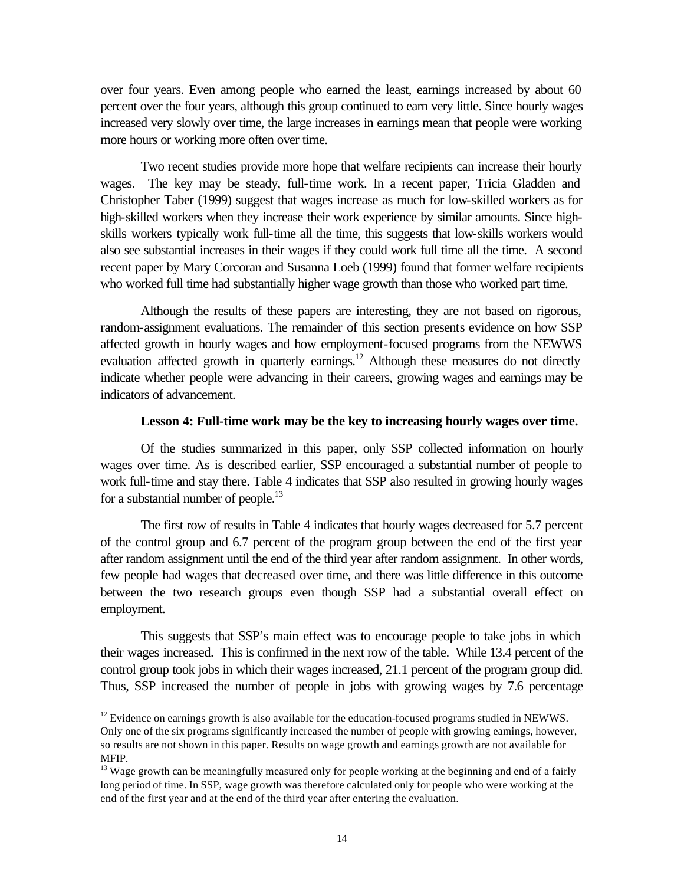over four years. Even among people who earned the least, earnings increased by about 60 percent over the four years, although this group continued to earn very little. Since hourly wages increased very slowly over time, the large increases in earnings mean that people were working more hours or working more often over time.

Two recent studies provide more hope that welfare recipients can increase their hourly wages. The key may be steady, full-time work. In a recent paper, Tricia Gladden and Christopher Taber (1999) suggest that wages increase as much for low-skilled workers as for high-skilled workers when they increase their work experience by similar amounts. Since high-skills workers typically work full-time all the time, this suggests that low-skills workers would also see substantial increases in their wages if they could work full time all the time. A second recent paper by Mary Corcoran and Susanna Loeb (1999) found that former welfare recipients who worked full time had substantially higher wage growth than those who worked part time.

Although the results of these papers are interesting, they are not based on rigorous, random-assignment evaluations. The remainder of this section presents evidence on how SSP affected growth in hourly wages and how employment-focused programs from the NEWWS evaluation affected growth in quarterly earnings.[12] Although these measures do not directly indicate whether people were advancing in their careers, growing wages and earnings may be indicators of advancement.

**Lesson 4: Full-time work may be the key to increasing hourly wages over time.**

Of the studies summarized in this paper, only SSP collected information on hourly wages over time. As is described earlier, SSP encouraged a substantial number of people to work full-time and stay there. Table 4 indicates that SSP also resulted in growing hourly wages for a substantial number of people.[13]

The first row of results in Table 4 indicates that hourly wages decreased for 5.7 percent of the control group and 6.7 percent of the program group between the end of the first year after random assignment until the end of the third year after random assignment. In other words, few people had wages that decreased over time, and there was little difference in this outcome between the two research groups even though SSP had a substantial overall effect on employment.

This suggests that SSP's main effect was to encourage people to take jobs in which their wages increased. This is confirmed in the next row of the table. While 13.4 percent of the control group took jobs in which their wages increased, 21.1 percent of the program group did. Thus, SSP increased the number of people in jobs with growing wages by 7.6 percentage

---

[12] Evidence on earnings growth is also available for the education-focused programs studied in NEWWS. Only one of the six programs significantly increased the number of people with growing earnings, however, so results are not shown in this paper. Results on wage growth and earnings growth are not available for MFIP.

[13] Wage growth can be meaningfully measured only for people working at the beginning and end of a fairly long period of time. In SSP, wage growth was therefore calculated only for people who were working at the end of the first year and at the end of the third year after entering the evaluation.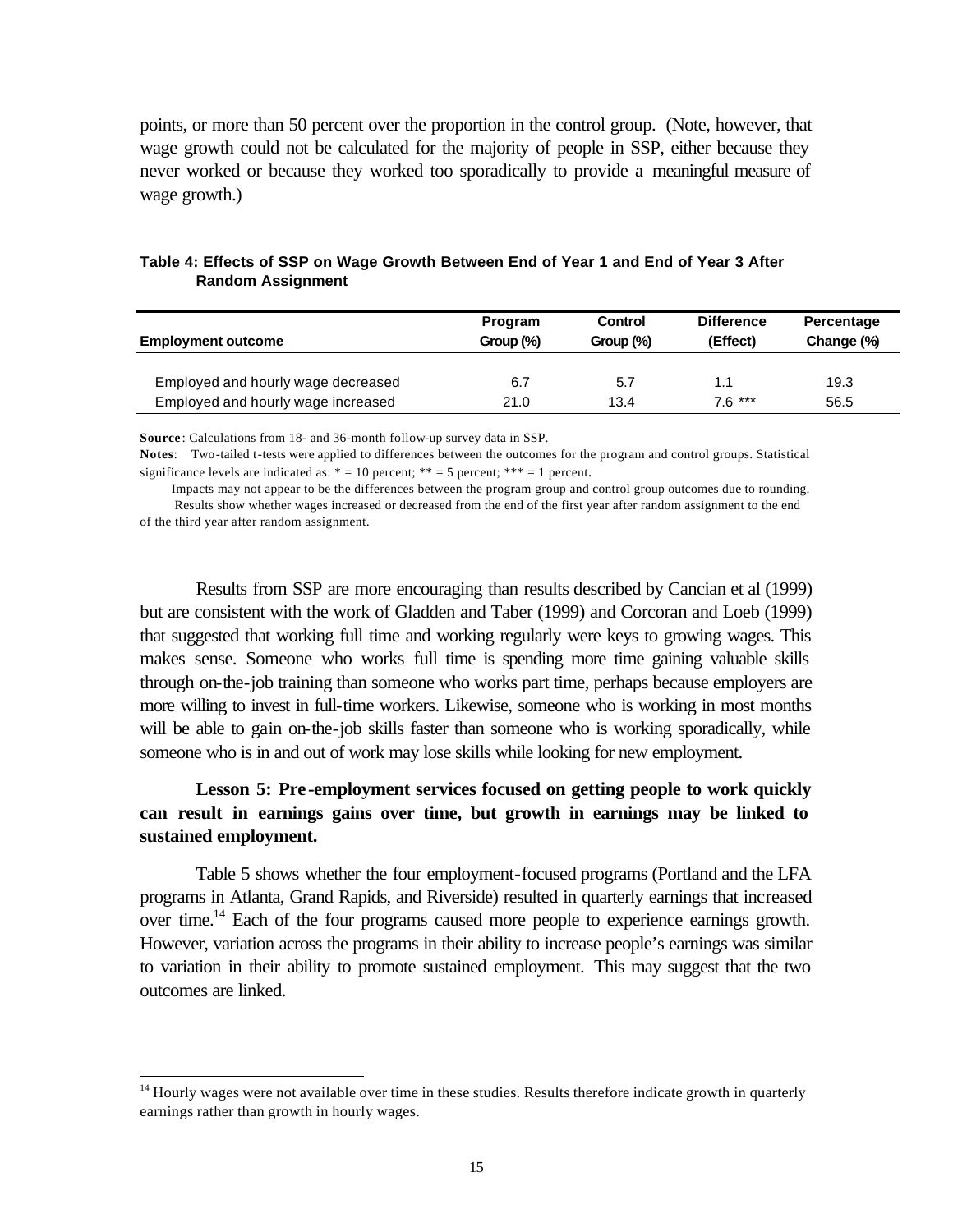points, or more than 50 percent over the proportion in the control group. (Note, however, that wage growth could not be calculated for the majority of people in SSP, either because they never worked or because they worked too sporadically to provide a meaningful measure of wage growth.)

**Table 4: Effects of SSP on Wage Growth Between End of Year 1 and End of Year 3 After Random Assignment**

| Employment outcome | Program Group (%) | Control Group (%) | Difference (Effect) | Percentage Change (%) |
|---|---|---|---|---|
| Employed and hourly wage decreased | 6.7 | 5.7 | 1.1 | 19.3 |
| Employed and hourly wage increased | 21.0 | 13.4 | 7.6 *** | 56.5 |

**Source**: Calculations from 18- and 36-month follow-up survey data in SSP.

**Notes**: Two-tailed t-tests were applied to differences between the outcomes for the program and control groups. Statistical significance levels are indicated as: * = 10 percent; ** = 5 percent; *** = 1 percent.

Impacts may not appear to be the differences between the program group and control group outcomes due to rounding.

Results show whether wages increased or decreased from the end of the first year after random assignment to the end of the third year after random assignment.

Results from SSP are more encouraging than results described by Cancian et al (1999) but are consistent with the work of Gladden and Taber (1999) and Corcoran and Loeb (1999) that suggested that working full time and working regularly were keys to growing wages. This makes sense. Someone who works full time is spending more time gaining valuable skills through on-the-job training than someone who works part time, perhaps because employers are more willing to invest in full-time workers. Likewise, someone who is working in most months will be able to gain on-the-job skills faster than someone who is working sporadically, while someone who is in and out of work may lose skills while looking for new employment.

**Lesson 5: Pre-employment services focused on getting people to work quickly can result in earnings gains over time, but growth in earnings may be linked to sustained employment.**

Table 5 shows whether the four employment-focused programs (Portland and the LFA programs in Atlanta, Grand Rapids, and Riverside) resulted in quarterly earnings that increased over time.[14] Each of the four programs caused more people to experience earnings growth. However, variation across the programs in their ability to increase people's earnings was similar to variation in their ability to promote sustained employment. This may suggest that the two outcomes are linked.

[14] Hourly wages were not available over time in these studies. Results therefore indicate growth in quarterly earnings rather than growth in hourly wages.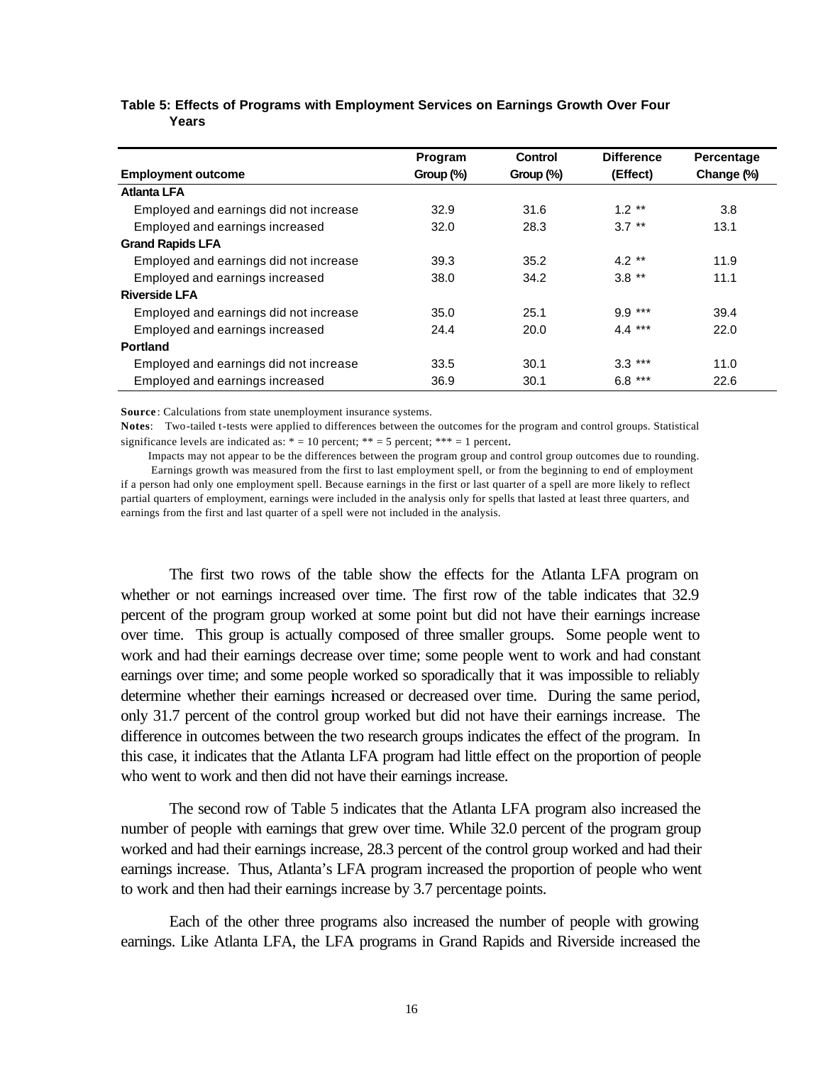**Table 5: Effects of Programs with Employment Services on Earnings Growth Over Four Years**

| Employment outcome | Program Group (%) | Control Group (%) | Difference (Effect) | Percentage Change (%) |
|---|---|---|---|---|
| **Atlanta LFA** | | | | |
| Employed and earnings did not increase | 32.9 | 31.6 | 1.2 ** | 3.8 |
| Employed and earnings increased | 32.0 | 28.3 | 3.7 ** | 13.1 |
| **Grand Rapids LFA** | | | | |
| Employed and earnings did not increase | 39.3 | 35.2 | 4.2 ** | 11.9 |
| Employed and earnings increased | 38.0 | 34.2 | 3.8 ** | 11.1 |
| **Riverside LFA** | | | | |
| Employed and earnings did not increase | 35.0 | 25.1 | 9.9 *** | 39.4 |
| Employed and earnings increased | 24.4 | 20.0 | 4.4 *** | 22.0 |
| **Portland** | | | | |
| Employed and earnings did not increase | 33.5 | 30.1 | 3.3 *** | 11.0 |
| Employed and earnings increased | 36.9 | 30.1 | 6.8 *** | 22.6 |

**Source**: Calculations from state unemployment insurance systems.

**Notes**: Two-tailed t-tests were applied to differences between the outcomes for the program and control groups. Statistical significance levels are indicated as: * = 10 percent; ** = 5 percent; *** = 1 percent.

Impacts may not appear to be the differences between the program group and control group outcomes due to rounding.

Earnings growth was measured from the first to last employment spell, or from the beginning to end of employment if a person had only one employment spell. Because earnings in the first or last quarter of a spell are more likely to reflect partial quarters of employment, earnings were included in the analysis only for spells that lasted at least three quarters, and earnings from the first and last quarter of a spell were not included in the analysis.

The first two rows of the table show the effects for the Atlanta LFA program on whether or not earnings increased over time. The first row of the table indicates that 32.9 percent of the program group worked at some point but did not have their earnings increase over time. This group is actually composed of three smaller groups. Some people went to work and had their earnings decrease over time; some people went to work and had constant earnings over time; and some people worked so sporadically that it was impossible to reliably determine whether their earnings increased or decreased over time. During the same period, only 31.7 percent of the control group worked but did not have their earnings increase. The difference in outcomes between the two research groups indicates the effect of the program. In this case, it indicates that the Atlanta LFA program had little effect on the proportion of people who went to work and then did not have their earnings increase.

The second row of Table 5 indicates that the Atlanta LFA program also increased the number of people with earnings that grew over time. While 32.0 percent of the program group worked and had their earnings increase, 28.3 percent of the control group worked and had their earnings increase. Thus, Atlanta's LFA program increased the proportion of people who went to work and then had their earnings increase by 3.7 percentage points.

Each of the other three programs also increased the number of people with growing earnings. Like Atlanta LFA, the LFA programs in Grand Rapids and Riverside increased the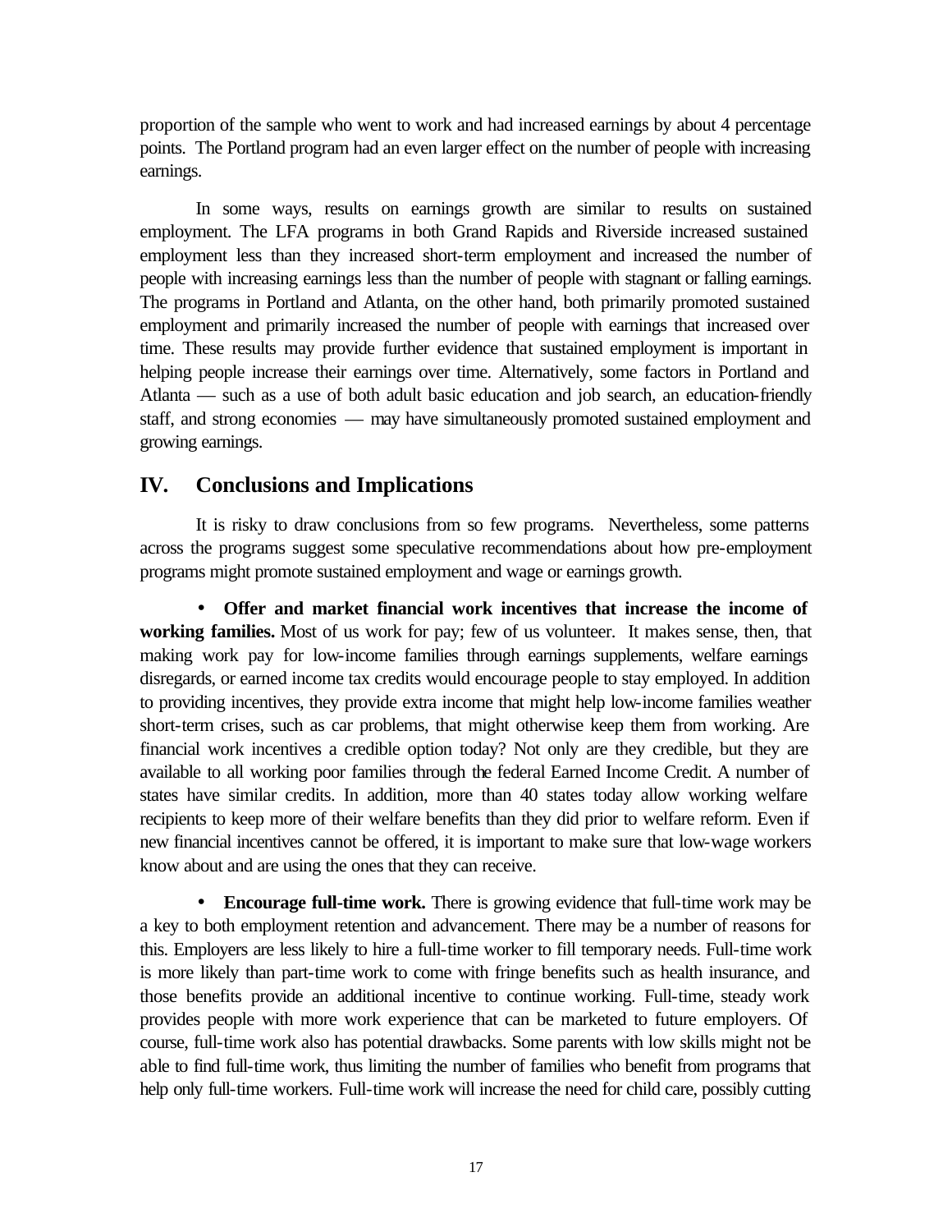proportion of the sample who went to work and had increased earnings by about 4 percentage points. The Portland program had an even larger effect on the number of people with increasing earnings.

In some ways, results on earnings growth are similar to results on sustained employment. The LFA programs in both Grand Rapids and Riverside increased sustained employment less than they increased short-term employment and increased the number of people with increasing earnings less than the number of people with stagnant or falling earnings. The programs in Portland and Atlanta, on the other hand, both primarily promoted sustained employment and primarily increased the number of people with earnings that increased over time. These results may provide further evidence that sustained employment is important in helping people increase their earnings over time. Alternatively, some factors in Portland and Atlanta — such as a use of both adult basic education and job search, an education-friendly staff, and strong economies — may have simultaneously promoted sustained employment and growing earnings.

## IV. Conclusions and Implications

It is risky to draw conclusions from so few programs. Nevertheless, some patterns across the programs suggest some speculative recommendations about how pre-employment programs might promote sustained employment and wage or earnings growth.

- **Offer and market financial work incentives that increase the income of working families.** Most of us work for pay; few of us volunteer. It makes sense, then, that making work pay for low-income families through earnings supplements, welfare earnings disregards, or earned income tax credits would encourage people to stay employed. In addition to providing incentives, they provide extra income that might help low-income families weather short-term crises, such as car problems, that might otherwise keep them from working. Are financial work incentives a credible option today? Not only are they credible, but they are available to all working poor families through the federal Earned Income Credit. A number of states have similar credits. In addition, more than 40 states today allow working welfare recipients to keep more of their welfare benefits than they did prior to welfare reform. Even if new financial incentives cannot be offered, it is important to make sure that low-wage workers know about and are using the ones that they can receive.

- **Encourage full-time work.** There is growing evidence that full-time work may be a key to both employment retention and advancement. There may be a number of reasons for this. Employers are less likely to hire a full-time worker to fill temporary needs. Full-time work is more likely than part-time work to come with fringe benefits such as health insurance, and those benefits provide an additional incentive to continue working. Full-time, steady work provides people with more work experience that can be marketed to future employers. Of course, full-time work also has potential drawbacks. Some parents with low skills might not be able to find full-time work, thus limiting the number of families who benefit from programs that help only full-time workers. Full-time work will increase the need for child care, possibly cutting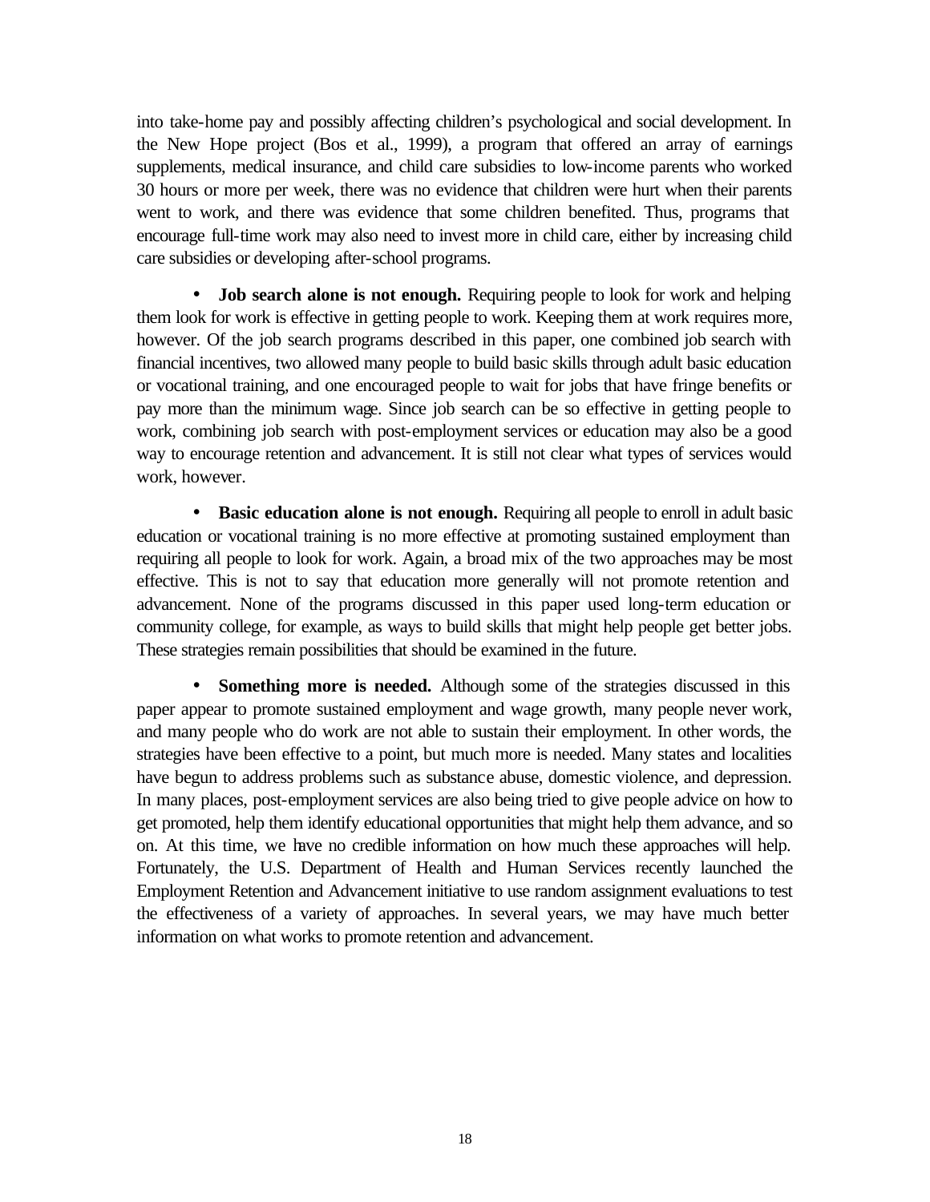into take-home pay and possibly affecting children's psychological and social development. In the New Hope project (Bos et al., 1999), a program that offered an array of earnings supplements, medical insurance, and child care subsidies to low-income parents who worked 30 hours or more per week, there was no evidence that children were hurt when their parents went to work, and there was evidence that some children benefited. Thus, programs that encourage full-time work may also need to invest more in child care, either by increasing child care subsidies or developing after-school programs.

- **Job search alone is not enough.** Requiring people to look for work and helping them look for work is effective in getting people to work. Keeping them at work requires more, however. Of the job search programs described in this paper, one combined job search with financial incentives, two allowed many people to build basic skills through adult basic education or vocational training, and one encouraged people to wait for jobs that have fringe benefits or pay more than the minimum wage. Since job search can be so effective in getting people to work, combining job search with post-employment services or education may also be a good way to encourage retention and advancement. It is still not clear what types of services would work, however.

- **Basic education alone is not enough.** Requiring all people to enroll in adult basic education or vocational training is no more effective at promoting sustained employment than requiring all people to look for work. Again, a broad mix of the two approaches may be most effective. This is not to say that education more generally will not promote retention and advancement. None of the programs discussed in this paper used long-term education or community college, for example, as ways to build skills that might help people get better jobs. These strategies remain possibilities that should be examined in the future.

- **Something more is needed.** Although some of the strategies discussed in this paper appear to promote sustained employment and wage growth, many people never work, and many people who do work are not able to sustain their employment. In other words, the strategies have been effective to a point, but much more is needed. Many states and localities have begun to address problems such as substance abuse, domestic violence, and depression. In many places, post-employment services are also being tried to give people advice on how to get promoted, help them identify educational opportunities that might help them advance, and so on. At this time, we have no credible information on how much these approaches will help. Fortunately, the U.S. Department of Health and Human Services recently launched the Employment Retention and Advancement initiative to use random assignment evaluations to test the effectiveness of a variety of approaches. In several years, we may have much better information on what works to promote retention and advancement.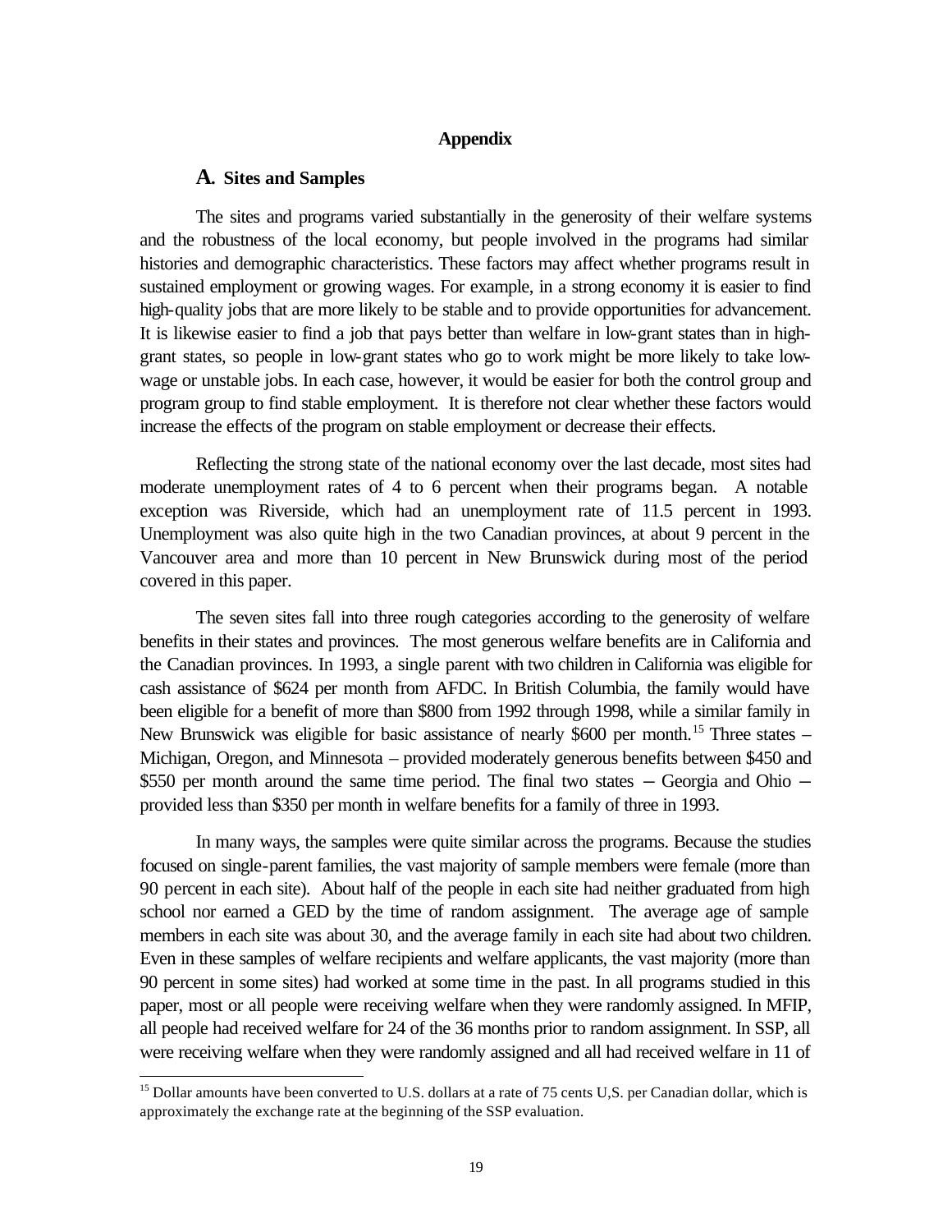## Appendix

### A. Sites and Samples

The sites and programs varied substantially in the generosity of their welfare systems and the robustness of the local economy, but people involved in the programs had similar histories and demographic characteristics. These factors may affect whether programs result in sustained employment or growing wages. For example, in a strong economy it is easier to find high-quality jobs that are more likely to be stable and to provide opportunities for advancement. It is likewise easier to find a job that pays better than welfare in low-grant states than in high-grant states, so people in low-grant states who go to work might be more likely to take low-wage or unstable jobs. In each case, however, it would be easier for both the control group and program group to find stable employment. It is therefore not clear whether these factors would increase the effects of the program on stable employment or decrease their effects.

Reflecting the strong state of the national economy over the last decade, most sites had moderate unemployment rates of 4 to 6 percent when their programs began. A notable exception was Riverside, which had an unemployment rate of 11.5 percent in 1993. Unemployment was also quite high in the two Canadian provinces, at about 9 percent in the Vancouver area and more than 10 percent in New Brunswick during most of the period covered in this paper.

The seven sites fall into three rough categories according to the generosity of welfare benefits in their states and provinces. The most generous welfare benefits are in California and the Canadian provinces. In 1993, a single parent with two children in California was eligible for cash assistance of $624 per month from AFDC. In British Columbia, the family would have been eligible for a benefit of more than $800 from 1992 through 1998, while a similar family in New Brunswick was eligible for basic assistance of nearly $600 per month.[15] Three states – Michigan, Oregon, and Minnesota – provided moderately generous benefits between $450 and $550 per month around the same time period. The final two states – Georgia and Ohio – provided less than $350 per month in welfare benefits for a family of three in 1993.

In many ways, the samples were quite similar across the programs. Because the studies focused on single-parent families, the vast majority of sample members were female (more than 90 percent in each site). About half of the people in each site had neither graduated from high school nor earned a GED by the time of random assignment. The average age of sample members in each site was about 30, and the average family in each site had about two children. Even in these samples of welfare recipients and welfare applicants, the vast majority (more than 90 percent in some sites) had worked at some time in the past. In all programs studied in this paper, most or all people were receiving welfare when they were randomly assigned. In MFIP, all people had received welfare for 24 of the 36 months prior to random assignment. In SSP, all were receiving welfare when they were randomly assigned and all had received welfare in 11 of

---

[15] Dollar amounts have been converted to U.S. dollars at a rate of 75 cents U,S. per Canadian dollar, which is approximately the exchange rate at the beginning of the SSP evaluation.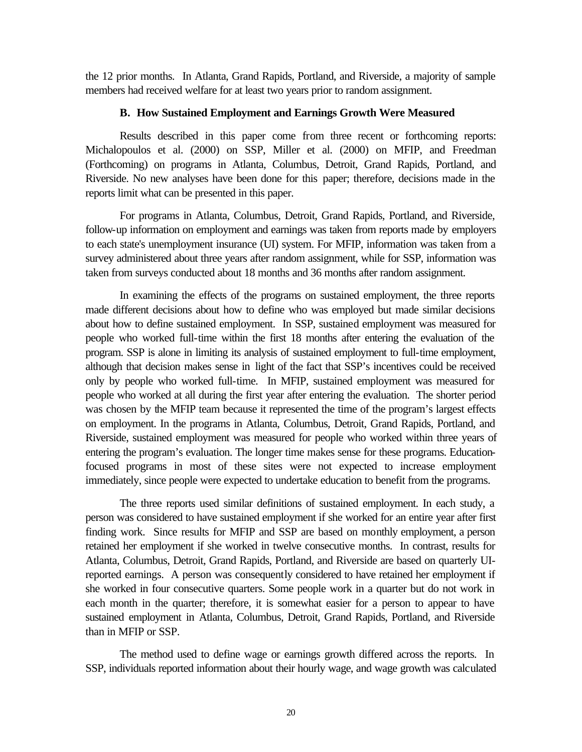the 12 prior months. In Atlanta, Grand Rapids, Portland, and Riverside, a majority of sample members had received welfare for at least two years prior to random assignment.

### B. How Sustained Employment and Earnings Growth Were Measured

Results described in this paper come from three recent or forthcoming reports: Michalopoulos et al. (2000) on SSP, Miller et al. (2000) on MFIP, and Freedman (Forthcoming) on programs in Atlanta, Columbus, Detroit, Grand Rapids, Portland, and Riverside. No new analyses have been done for this paper; therefore, decisions made in the reports limit what can be presented in this paper.

For programs in Atlanta, Columbus, Detroit, Grand Rapids, Portland, and Riverside, follow-up information on employment and earnings was taken from reports made by employers to each state's unemployment insurance (UI) system. For MFIP, information was taken from a survey administered about three years after random assignment, while for SSP, information was taken from surveys conducted about 18 months and 36 months after random assignment.

In examining the effects of the programs on sustained employment, the three reports made different decisions about how to define who was employed but made similar decisions about how to define sustained employment. In SSP, sustained employment was measured for people who worked full-time within the first 18 months after entering the evaluation of the program. SSP is alone in limiting its analysis of sustained employment to full-time employment, although that decision makes sense in light of the fact that SSP's incentives could be received only by people who worked full-time. In MFIP, sustained employment was measured for people who worked at all during the first year after entering the evaluation. The shorter period was chosen by the MFIP team because it represented the time of the program's largest effects on employment. In the programs in Atlanta, Columbus, Detroit, Grand Rapids, Portland, and Riverside, sustained employment was measured for people who worked within three years of entering the program's evaluation. The longer time makes sense for these programs. Education-focused programs in most of these sites were not expected to increase employment immediately, since people were expected to undertake education to benefit from the programs.

The three reports used similar definitions of sustained employment. In each study, a person was considered to have sustained employment if she worked for an entire year after first finding work. Since results for MFIP and SSP are based on monthly employment, a person retained her employment if she worked in twelve consecutive months. In contrast, results for Atlanta, Columbus, Detroit, Grand Rapids, Portland, and Riverside are based on quarterly UI-reported earnings. A person was consequently considered to have retained her employment if she worked in four consecutive quarters. Some people work in a quarter but do not work in each month in the quarter; therefore, it is somewhat easier for a person to appear to have sustained employment in Atlanta, Columbus, Detroit, Grand Rapids, Portland, and Riverside than in MFIP or SSP.

The method used to define wage or earnings growth differed across the reports. In SSP, individuals reported information about their hourly wage, and wage growth was calculated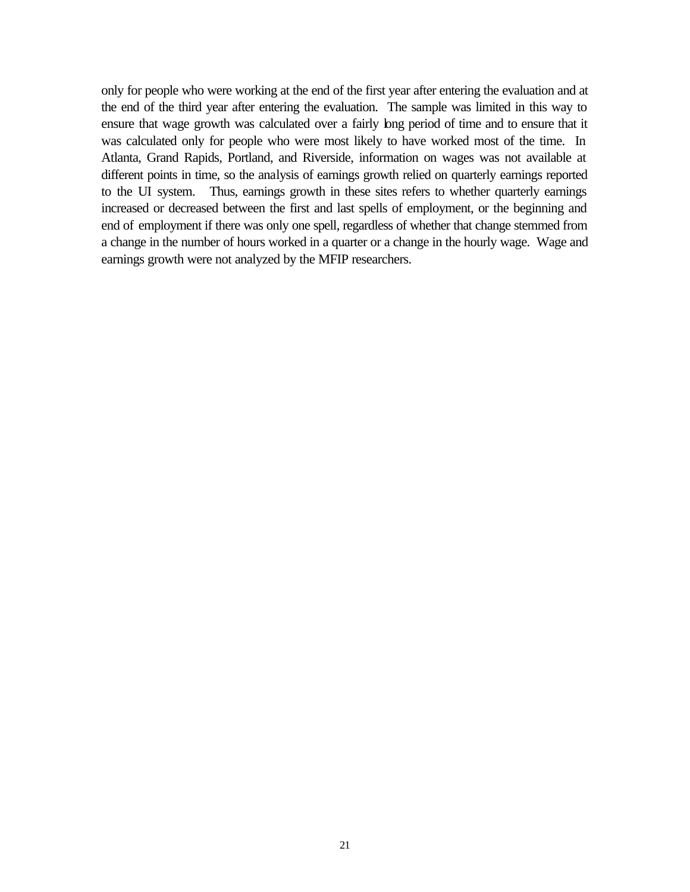only for people who were working at the end of the first year after entering the evaluation and at the end of the third year after entering the evaluation. The sample was limited in this way to ensure that wage growth was calculated over a fairly long period of time and to ensure that it was calculated only for people who were most likely to have worked most of the time. In Atlanta, Grand Rapids, Portland, and Riverside, information on wages was not available at different points in time, so the analysis of earnings growth relied on quarterly earnings reported to the UI system. Thus, earnings growth in these sites refers to whether quarterly earnings increased or decreased between the first and last spells of employment, or the beginning and end of employment if there was only one spell, regardless of whether that change stemmed from a change in the number of hours worked in a quarter or a change in the hourly wage. Wage and earnings growth were not analyzed by the MFIP researchers.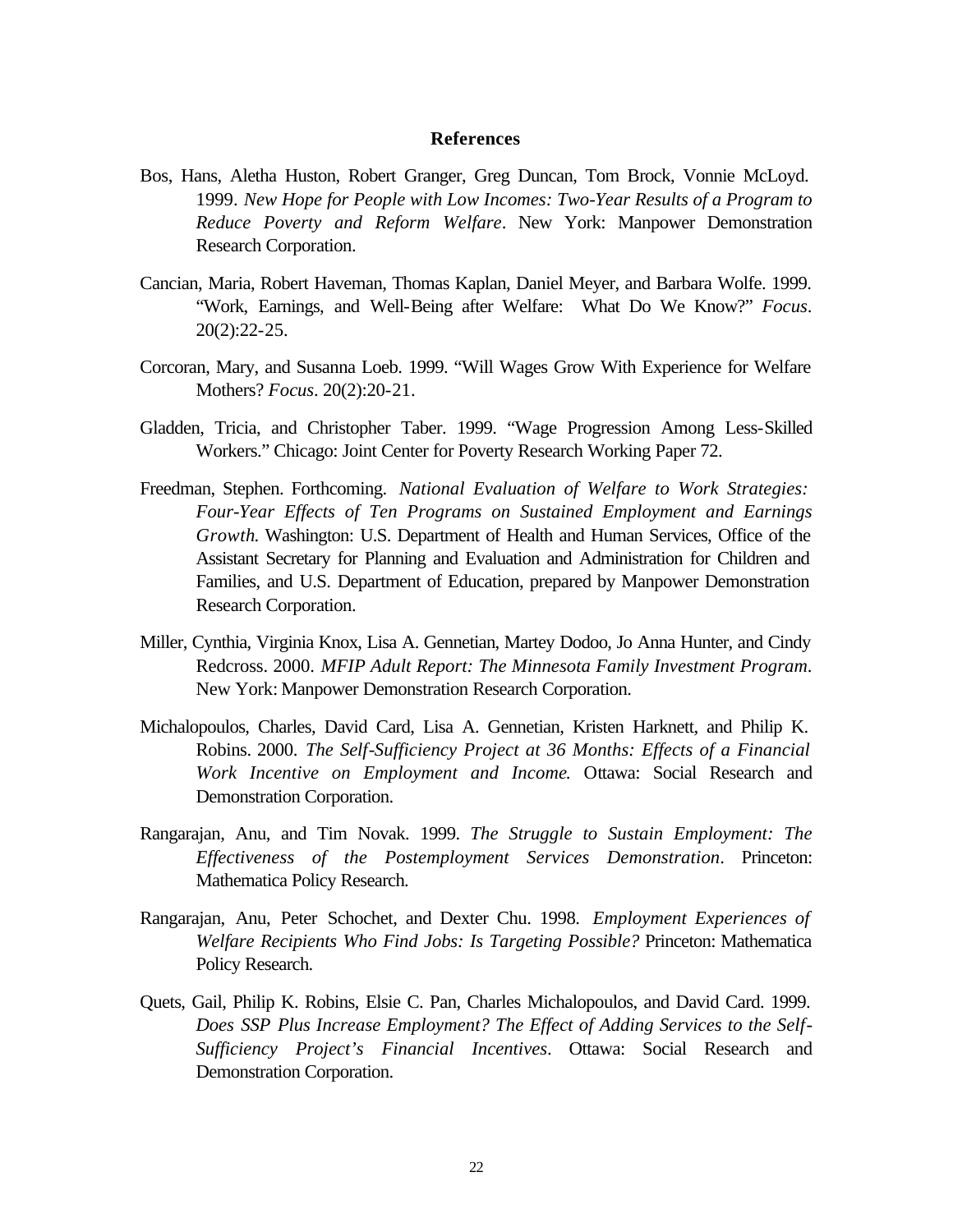## References

Bos, Hans, Aletha Huston, Robert Granger, Greg Duncan, Tom Brock, Vonnie McLoyd. 1999. *New Hope for People with Low Incomes: Two-Year Results of a Program to Reduce Poverty and Reform Welfare*. New York: Manpower Demonstration Research Corporation.

Cancian, Maria, Robert Haveman, Thomas Kaplan, Daniel Meyer, and Barbara Wolfe. 1999. "Work, Earnings, and Well-Being after Welfare: What Do We Know?" *Focus*. 20(2):22-25.

Corcoran, Mary, and Susanna Loeb. 1999. "Will Wages Grow With Experience for Welfare Mothers? *Focus*. 20(2):20-21.

Gladden, Tricia, and Christopher Taber. 1999. "Wage Progression Among Less-Skilled Workers." Chicago: Joint Center for Poverty Research Working Paper 72.

Freedman, Stephen. Forthcoming. *National Evaluation of Welfare to Work Strategies: Four-Year Effects of Ten Programs on Sustained Employment and Earnings Growth.* Washington: U.S. Department of Health and Human Services, Office of the Assistant Secretary for Planning and Evaluation and Administration for Children and Families, and U.S. Department of Education, prepared by Manpower Demonstration Research Corporation.

Miller, Cynthia, Virginia Knox, Lisa A. Gennetian, Martey Dodoo, Jo Anna Hunter, and Cindy Redcross. 2000. *MFIP Adult Report: The Minnesota Family Investment Program*. New York: Manpower Demonstration Research Corporation.

Michalopoulos, Charles, David Card, Lisa A. Gennetian, Kristen Harknett, and Philip K. Robins. 2000. *The Self-Sufficiency Project at 36 Months: Effects of a Financial Work Incentive on Employment and Income.* Ottawa: Social Research and Demonstration Corporation.

Rangarajan, Anu, and Tim Novak. 1999. *The Struggle to Sustain Employment: The Effectiveness of the Postemployment Services Demonstration*. Princeton: Mathematica Policy Research.

Rangarajan, Anu, Peter Schochet, and Dexter Chu. 1998. *Employment Experiences of Welfare Recipients Who Find Jobs: Is Targeting Possible?* Princeton: Mathematica Policy Research.

Quets, Gail, Philip K. Robins, Elsie C. Pan, Charles Michalopoulos, and David Card. 1999. *Does SSP Plus Increase Employment? The Effect of Adding Services to the Self-Sufficiency Project's Financial Incentives*. Ottawa: Social Research and Demonstration Corporation.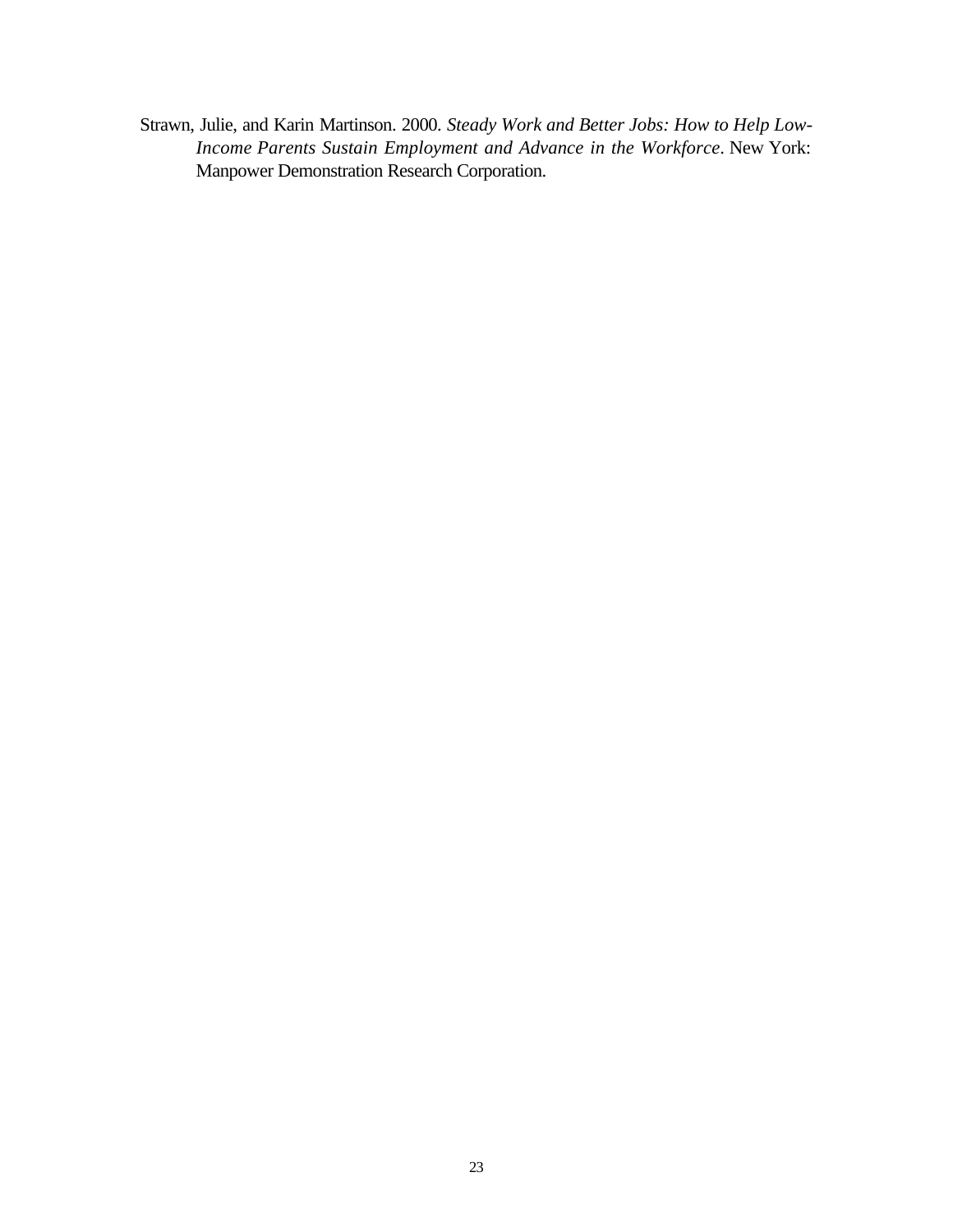Strawn, Julie, and Karin Martinson. 2000. *Steady Work and Better Jobs: How to Help Low-Income Parents Sustain Employment and Advance in the Workforce*. New York: Manpower Demonstration Research Corporation.